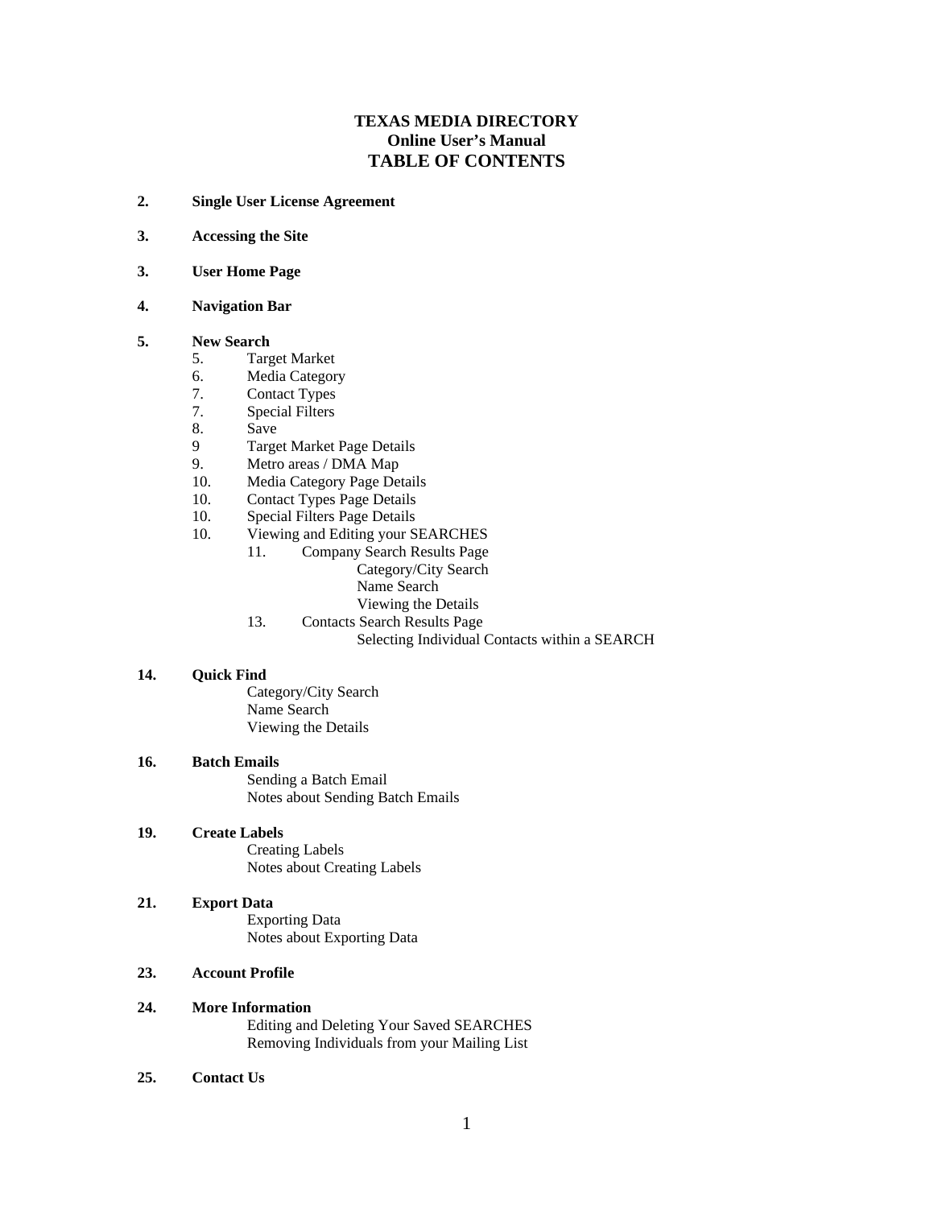# TEXAS MEDIA DIRECTORY
## Online User's Manual
## TABLE OF CONTENTS

**2. Single User License Agreement**

**3. Accessing the Site**

**3. User Home Page**

**4. Navigation Bar**

**5. New Search**

- 5. Target Market
- 6. Media Category
- 7. Contact Types
- 7. Special Filters
- 8. Save
- 9 Target Market Page Details
- 9. Metro areas / DMA Map
- 10. Media Category Page Details
- 10. Contact Types Page Details
- 10. Special Filters Page Details
- 10. Viewing and Editing your SEARCHES
  - 11. Company Search Results Page
    - Category/City Search
    - Name Search
    - Viewing the Details
  - 13. Contacts Search Results Page
    - Selecting Individual Contacts within a SEARCH

**14. Quick Find**

- Category/City Search
- Name Search
- Viewing the Details

**16. Batch Emails**

- Sending a Batch Email
- Notes about Sending Batch Emails

**19. Create Labels**

- Creating Labels
- Notes about Creating Labels

**21. Export Data**

- Exporting Data
- Notes about Exporting Data

**23. Account Profile**

**24. More Information**

- Editing and Deleting Your Saved SEARCHES
- Removing Individuals from your Mailing List

**25. Contact Us**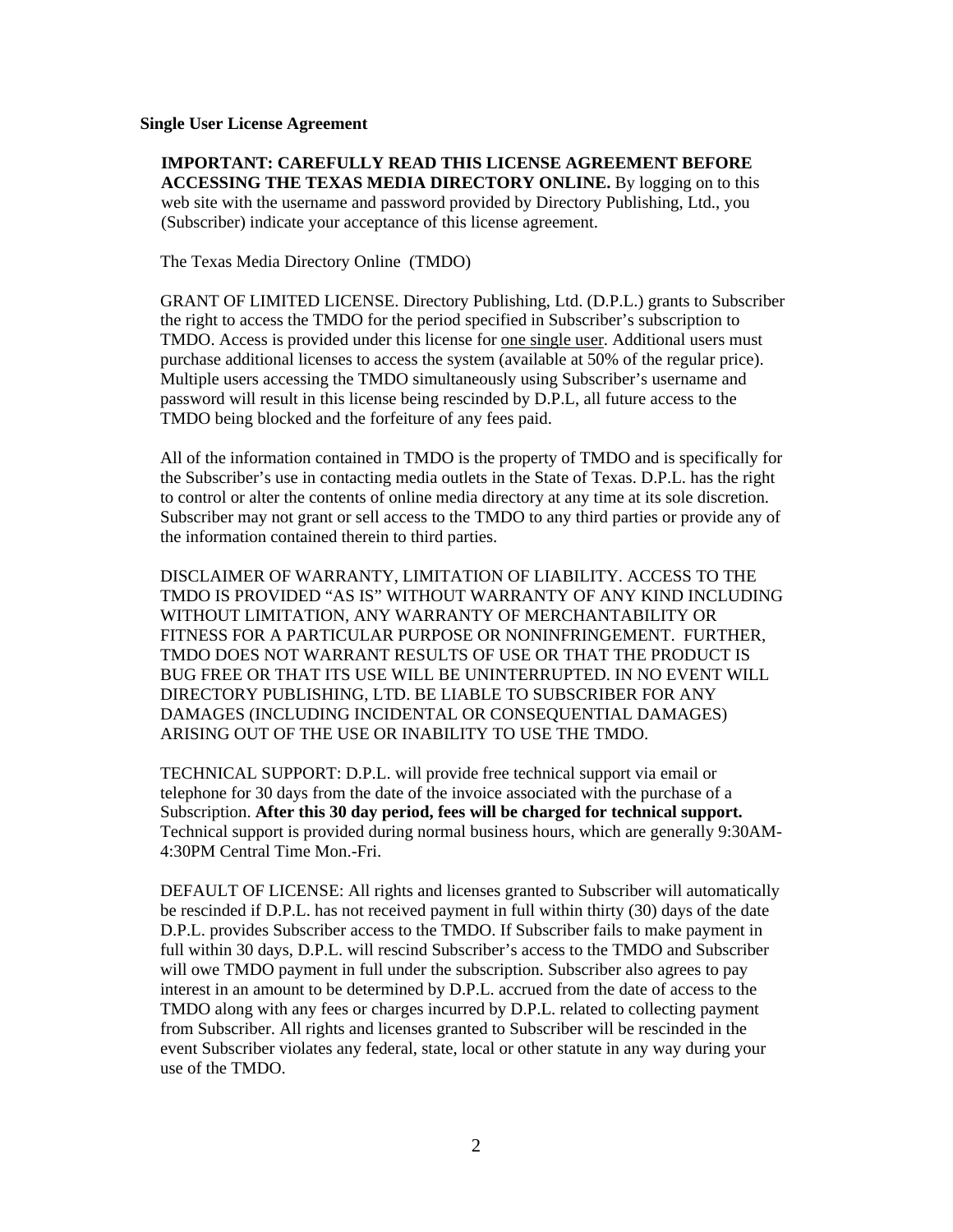**Single User License Agreement**

**IMPORTANT: CAREFULLY READ THIS LICENSE AGREEMENT BEFORE ACCESSING THE TEXAS MEDIA DIRECTORY ONLINE.** By logging on to this web site with the username and password provided by Directory Publishing, Ltd., you (Subscriber) indicate your acceptance of this license agreement.

The Texas Media Directory Online (TMDO)

GRANT OF LIMITED LICENSE. Directory Publishing, Ltd. (D.P.L.) grants to Subscriber the right to access the TMDO for the period specified in Subscriber's subscription to TMDO. Access is provided under this license for one single user. Additional users must purchase additional licenses to access the system (available at 50% of the regular price). Multiple users accessing the TMDO simultaneously using Subscriber's username and password will result in this license being rescinded by D.P.L, all future access to the TMDO being blocked and the forfeiture of any fees paid.

All of the information contained in TMDO is the property of TMDO and is specifically for the Subscriber's use in contacting media outlets in the State of Texas. D.P.L. has the right to control or alter the contents of online media directory at any time at its sole discretion. Subscriber may not grant or sell access to the TMDO to any third parties or provide any of the information contained therein to third parties.

DISCLAIMER OF WARRANTY, LIMITATION OF LIABILITY. ACCESS TO THE TMDO IS PROVIDED "AS IS" WITHOUT WARRANTY OF ANY KIND INCLUDING WITHOUT LIMITATION, ANY WARRANTY OF MERCHANTABILITY OR FITNESS FOR A PARTICULAR PURPOSE OR NONINFRINGEMENT. FURTHER, TMDO DOES NOT WARRANT RESULTS OF USE OR THAT THE PRODUCT IS BUG FREE OR THAT ITS USE WILL BE UNINTERRUPTED. IN NO EVENT WILL DIRECTORY PUBLISHING, LTD. BE LIABLE TO SUBSCRIBER FOR ANY DAMAGES (INCLUDING INCIDENTAL OR CONSEQUENTIAL DAMAGES) ARISING OUT OF THE USE OR INABILITY TO USE THE TMDO.

TECHNICAL SUPPORT: D.P.L. will provide free technical support via email or telephone for 30 days from the date of the invoice associated with the purchase of a Subscription. **After this 30 day period, fees will be charged for technical support.** Technical support is provided during normal business hours, which are generally 9:30AM-4:30PM Central Time Mon.-Fri.

DEFAULT OF LICENSE: All rights and licenses granted to Subscriber will automatically be rescinded if D.P.L. has not received payment in full within thirty (30) days of the date D.P.L. provides Subscriber access to the TMDO. If Subscriber fails to make payment in full within 30 days, D.P.L. will rescind Subscriber's access to the TMDO and Subscriber will owe TMDO payment in full under the subscription. Subscriber also agrees to pay interest in an amount to be determined by D.P.L. accrued from the date of access to the TMDO along with any fees or charges incurred by D.P.L. related to collecting payment from Subscriber. All rights and licenses granted to Subscriber will be rescinded in the event Subscriber violates any federal, state, local or other statute in any way during your use of the TMDO.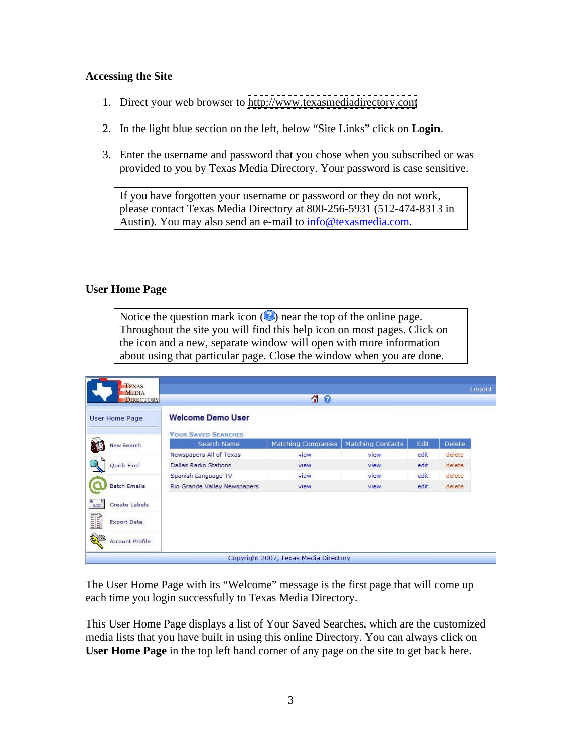### Accessing the Site

1. Direct your web browser to http://www.texasmediadirectory.com

2. In the light blue section on the left, below "Site Links" click on **Login**.

3. Enter the username and password that you chose when you subscribed or was provided to you by Texas Media Directory. Your password is case sensitive.

> If you have forgotten your username or password or they do not work, please contact Texas Media Directory at 800-256-5931 (512-474-8313 in Austin). You may also send an e-mail to info@texasmedia.com.

### User Home Page

> Notice the question mark icon ( ) near the top of the online page. Throughout the site you will find this help icon on most pages. Click on the icon and a new, separate window will open with more information about using that particular page. Close the window when you are done.

The User Home Page with its "Welcome" message is the first page that will come up each time you login successfully to Texas Media Directory.

This User Home Page displays a list of Your Saved Searches, which are the customized media lists that you have built in using this online Directory. You can always click on **User Home Page** in the top left hand corner of any page on the site to get back here.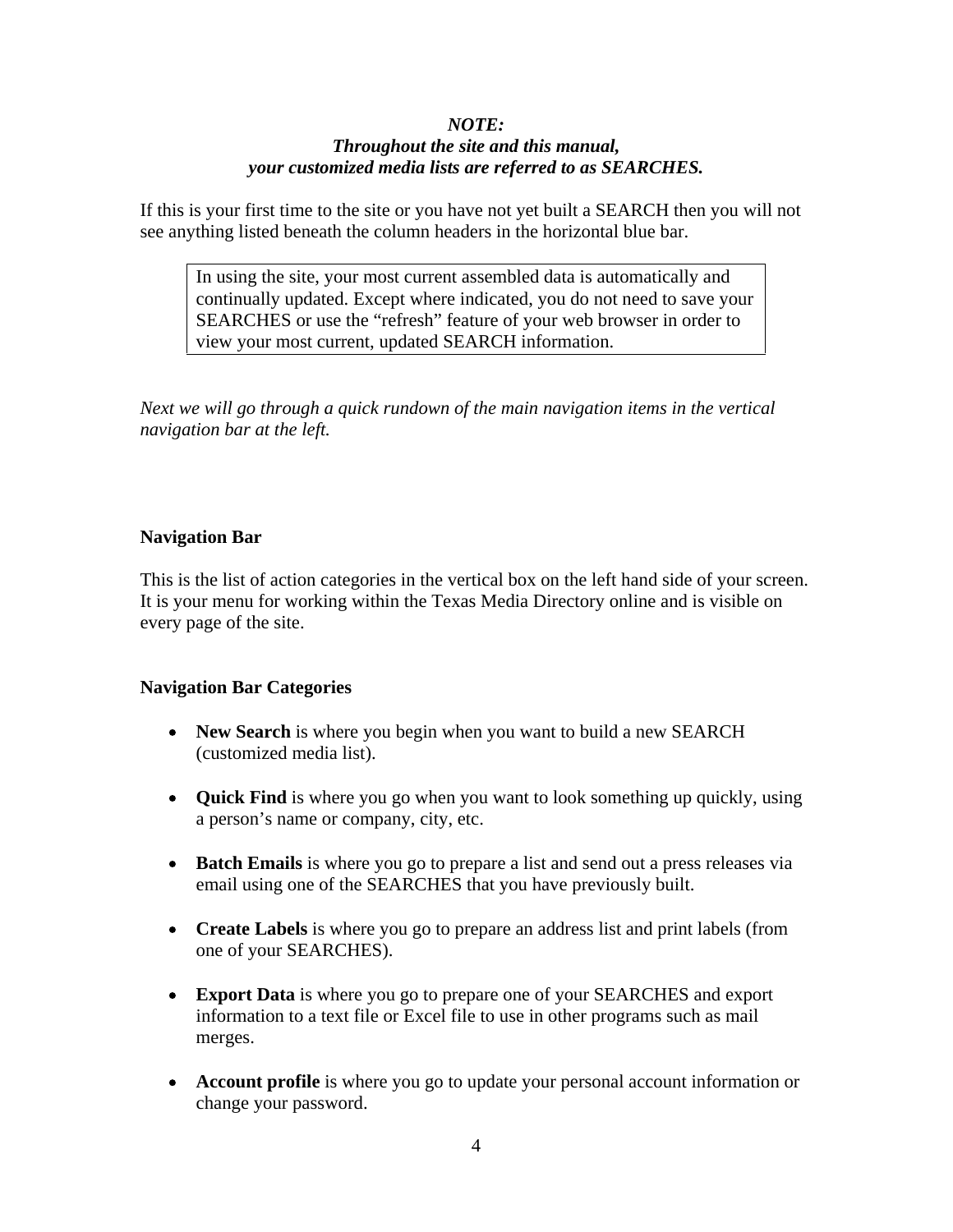***NOTE:***
***Throughout the site and this manual,***
***your customized media lists are referred to as SEARCHES.***

If this is your first time to the site or you have not yet built a SEARCH then you will not see anything listed beneath the column headers in the horizontal blue bar.

> In using the site, your most current assembled data is automatically and continually updated. Except where indicated, you do not need to save your SEARCHES or use the “refresh” feature of your web browser in order to view your most current, updated SEARCH information.

*Next we will go through a quick rundown of the main navigation items in the vertical navigation bar at the left.*

**Navigation Bar**

This is the list of action categories in the vertical box on the left hand side of your screen. It is your menu for working within the Texas Media Directory online and is visible on every page of the site.

**Navigation Bar Categories**

- **New Search** is where you begin when you want to build a new SEARCH (customized media list).
- **Quick Find** is where you go when you want to look something up quickly, using a person’s name or company, city, etc.
- **Batch Emails** is where you go to prepare a list and send out a press releases via email using one of the SEARCHES that you have previously built.
- **Create Labels** is where you go to prepare an address list and print labels (from one of your SEARCHES).
- **Export Data** is where you go to prepare one of your SEARCHES and export information to a text file or Excel file to use in other programs such as mail merges.
- **Account profile** is where you go to update your personal account information or change your password.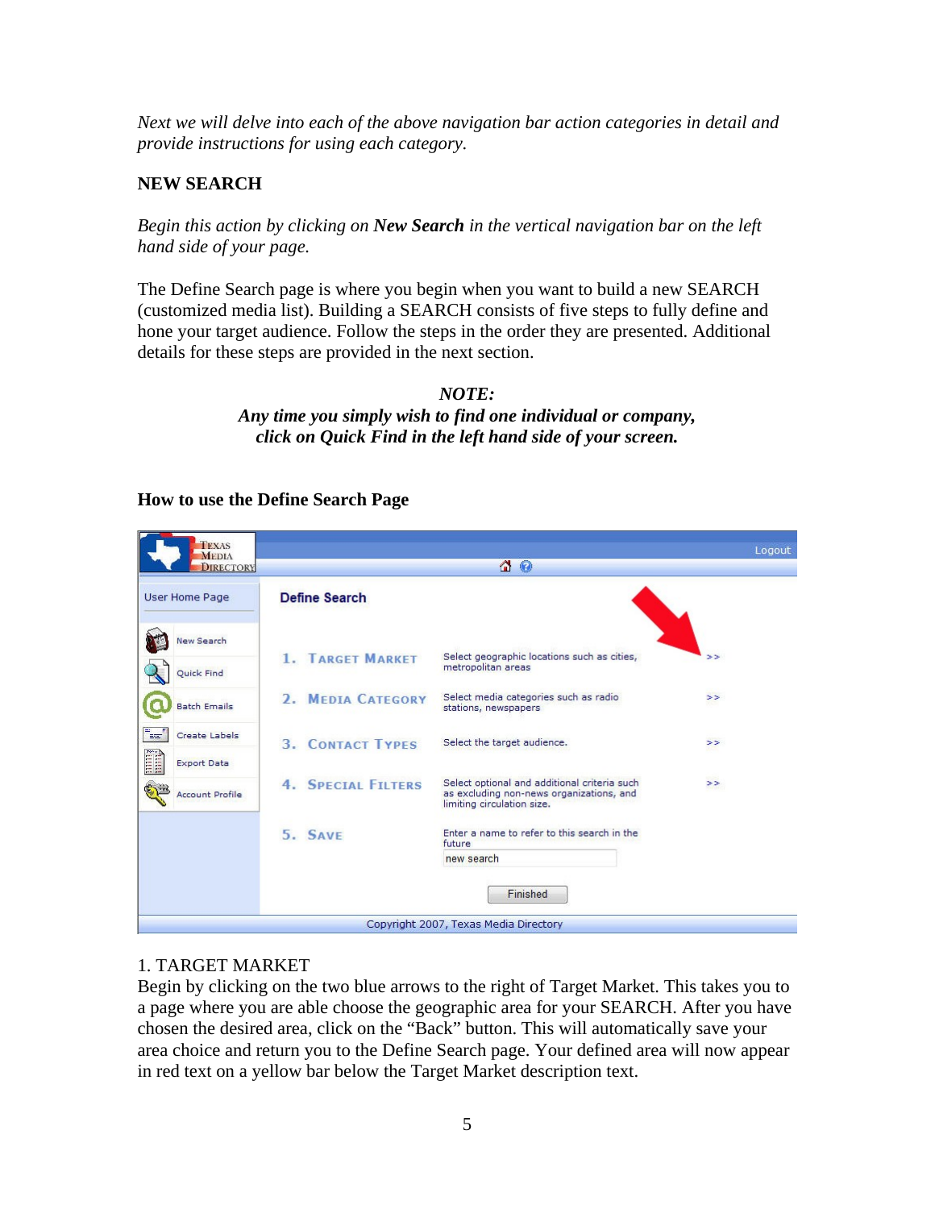*Next we will delve into each of the above navigation bar action categories in detail and provide instructions for using each category.*

## NEW SEARCH

*Begin this action by clicking on* ***New Search*** *in the vertical navigation bar on the left hand side of your page.*

The Define Search page is where you begin when you want to build a new SEARCH (customized media list). Building a SEARCH consists of five steps to fully define and hone your target audience. Follow the steps in the order they are presented. Additional details for these steps are provided in the next section.

***NOTE:***
***Any time you simply wish to find one individual or company, click on Quick Find in the left hand side of your screen.***

### How to use the Define Search Page

1. TARGET MARKET
Begin by clicking on the two blue arrows to the right of Target Market. This takes you to a page where you are able choose the geographic area for your SEARCH. After you have chosen the desired area, click on the "Back" button. This will automatically save your area choice and return you to the Define Search page. Your defined area will now appear in red text on a yellow bar below the Target Market description text.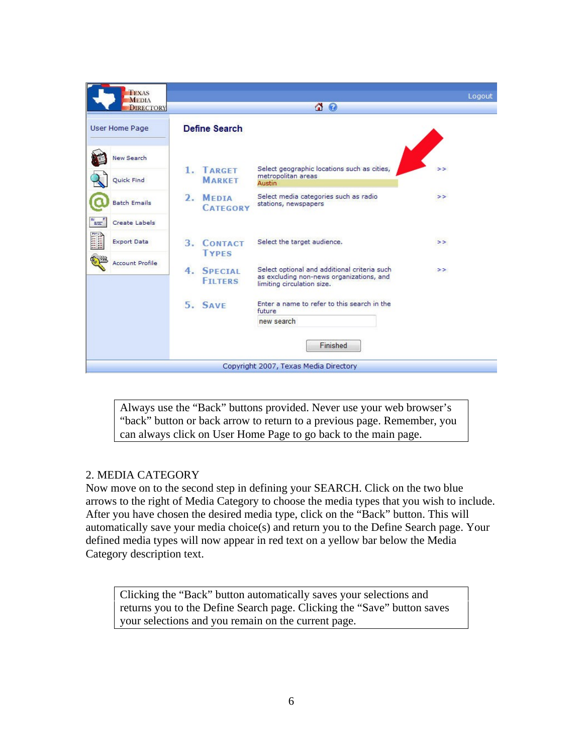> Always use the “Back” buttons provided. Never use your web browser’s “back” button or back arrow to return to a previous page. Remember, you can always click on User Home Page to go back to the main page.

2. MEDIA CATEGORY

Now move on to the second step in defining your SEARCH. Click on the two blue arrows to the right of Media Category to choose the media types that you wish to include. After you have chosen the desired media type, click on the “Back” button. This will automatically save your media choice(s) and return you to the Define Search page. Your defined media types will now appear in red text on a yellow bar below the Media Category description text.

> Clicking the “Back” button automatically saves your selections and returns you to the Define Search page. Clicking the “Save” button saves your selections and you remain on the current page.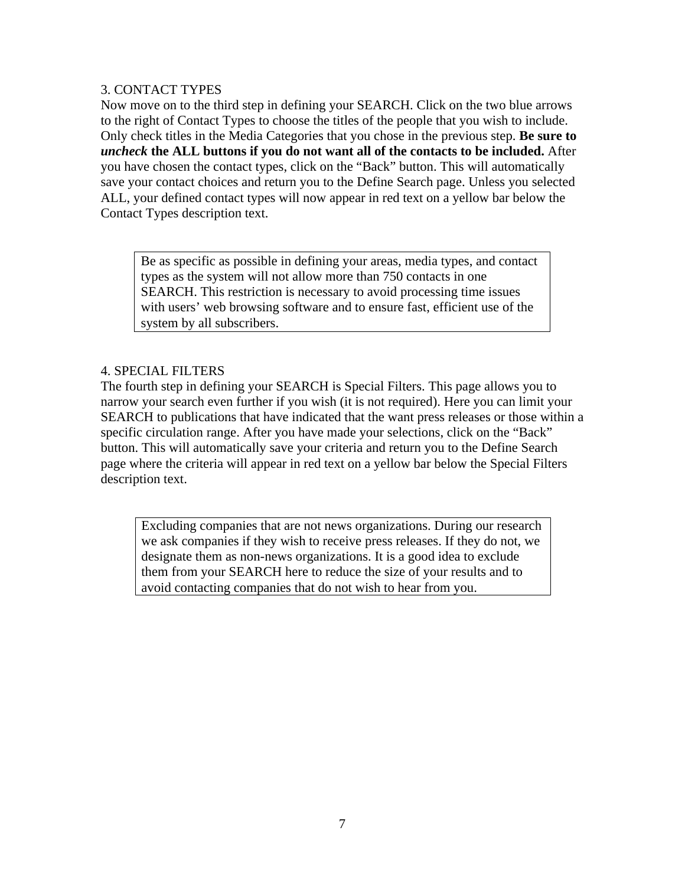3. CONTACT TYPES

Now move on to the third step in defining your SEARCH. Click on the two blue arrows to the right of Contact Types to choose the titles of the people that you wish to include. Only check titles in the Media Categories that you chose in the previous step. **Be sure to *uncheck* the ALL buttons if you do not want all of the contacts to be included.** After you have chosen the contact types, click on the "Back" button. This will automatically save your contact choices and return you to the Define Search page. Unless you selected ALL, your defined contact types will now appear in red text on a yellow bar below the Contact Types description text.

> Be as specific as possible in defining your areas, media types, and contact types as the system will not allow more than 750 contacts in one SEARCH. This restriction is necessary to avoid processing time issues with users' web browsing software and to ensure fast, efficient use of the system by all subscribers.

4. SPECIAL FILTERS

The fourth step in defining your SEARCH is Special Filters. This page allows you to narrow your search even further if you wish (it is not required). Here you can limit your SEARCH to publications that have indicated that the want press releases or those within a specific circulation range. After you have made your selections, click on the "Back" button. This will automatically save your criteria and return you to the Define Search page where the criteria will appear in red text on a yellow bar below the Special Filters description text.

> Excluding companies that are not news organizations. During our research we ask companies if they wish to receive press releases. If they do not, we designate them as non-news organizations. It is a good idea to exclude them from your SEARCH here to reduce the size of your results and to avoid contacting companies that do not wish to hear from you.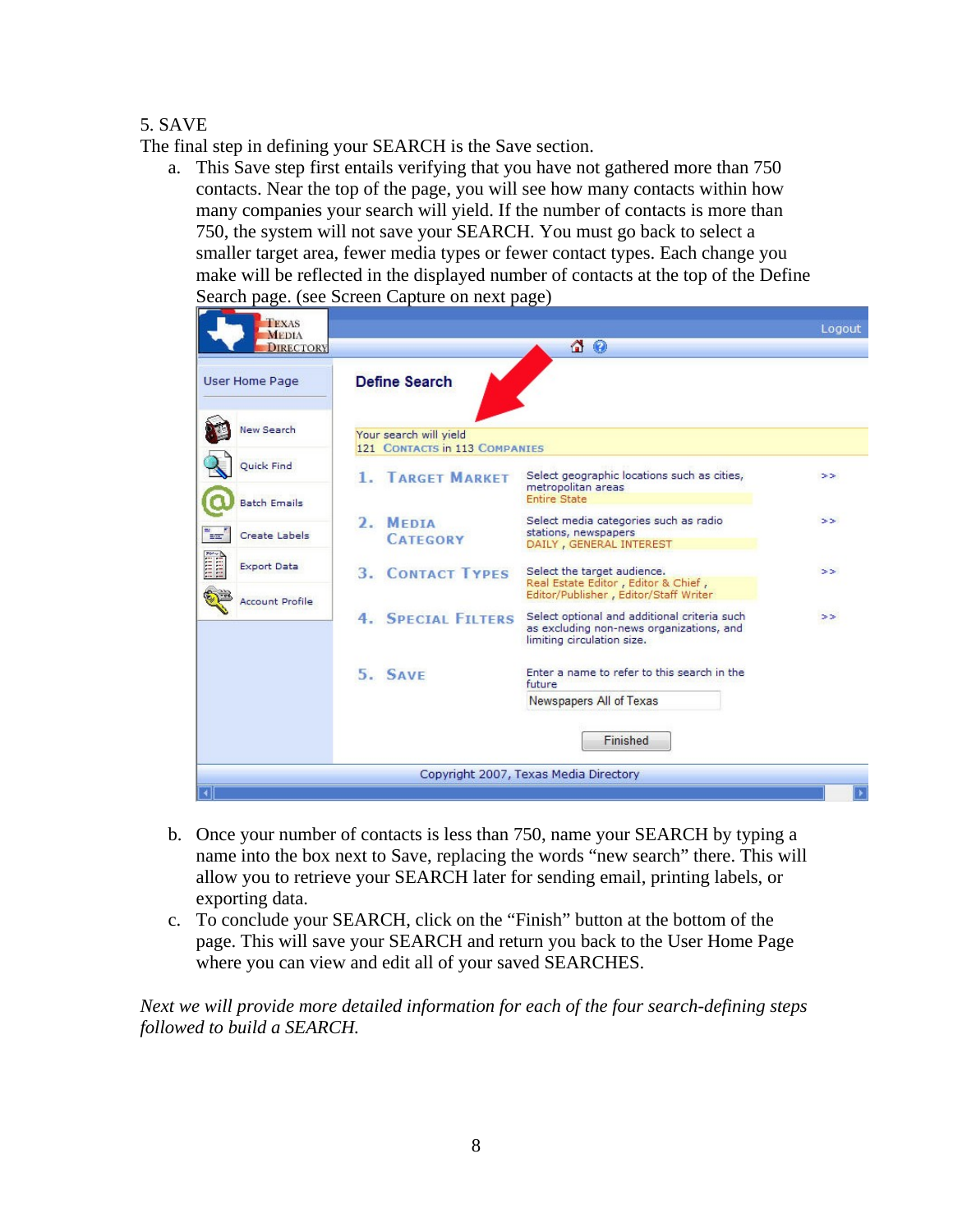5. SAVE

The final step in defining your SEARCH is the Save section.

a. This Save step first entails verifying that you have not gathered more than 750 contacts. Near the top of the page, you will see how many contacts within how many companies your search will yield. If the number of contacts is more than 750, the system will not save your SEARCH. You must go back to select a smaller target area, fewer media types or fewer contact types. Each change you make will be reflected in the displayed number of contacts at the top of the Define Search page. (see Screen Capture on next page)

b. Once your number of contacts is less than 750, name your SEARCH by typing a name into the box next to Save, replacing the words "new search" there. This will allow you to retrieve your SEARCH later for sending email, printing labels, or exporting data.

c. To conclude your SEARCH, click on the "Finish" button at the bottom of the page. This will save your SEARCH and return you back to the User Home Page where you can view and edit all of your saved SEARCHES.

*Next we will provide more detailed information for each of the four search-defining steps followed to build a SEARCH.*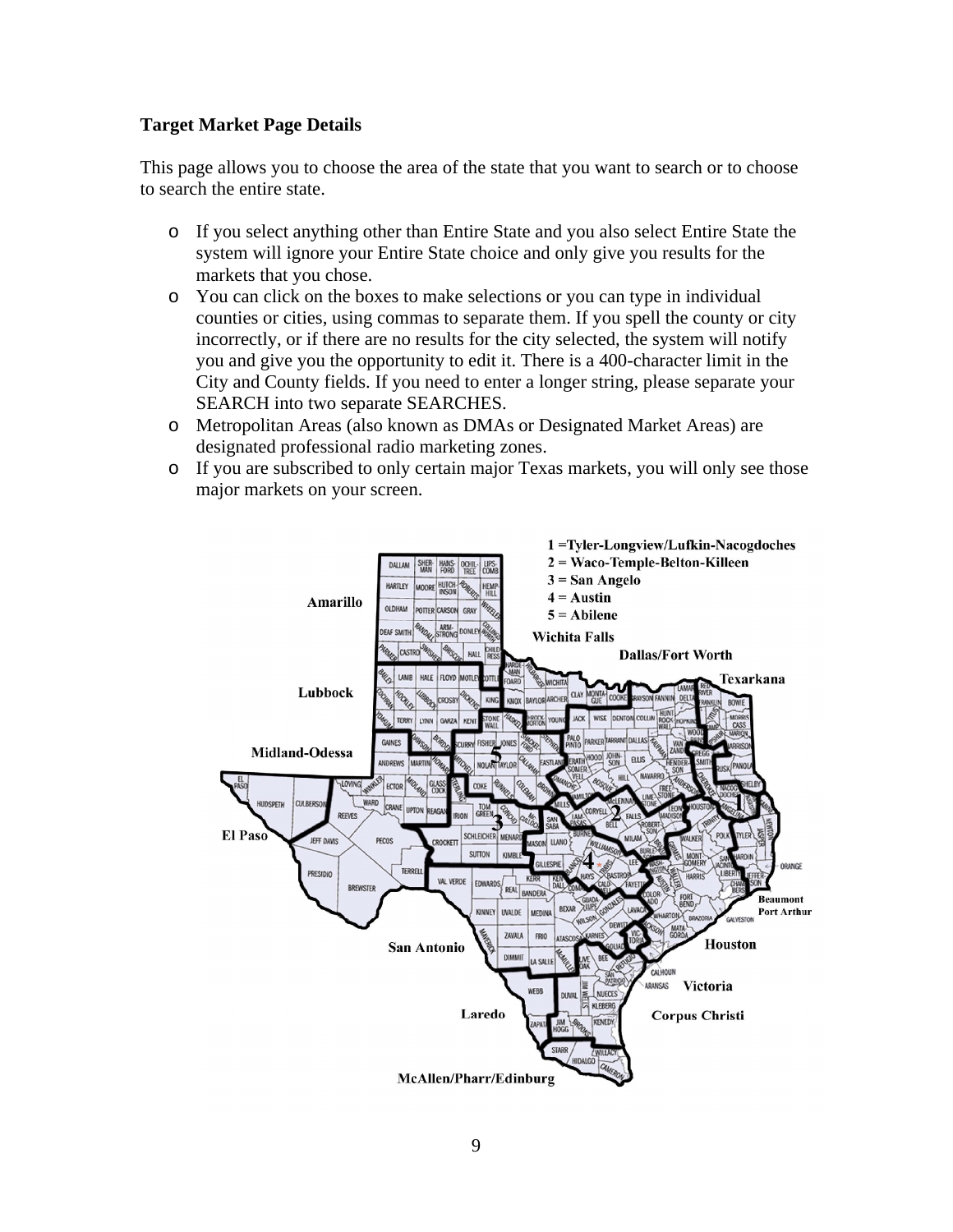**Target Market Page Details**

This page allows you to choose the area of the state that you want to search or to choose to search the entire state.

- If you select anything other than Entire State and you also select Entire State the system will ignore your Entire State choice and only give you results for the markets that you chose.
- You can click on the boxes to make selections or you can type in individual counties or cities, using commas to separate them. If you spell the county or city incorrectly, or if there are no results for the city selected, the system will notify you and give you the opportunity to edit it. There is a 400-character limit in the City and County fields. If you need to enter a longer string, please separate your SEARCH into two separate SEARCHES.
- Metropolitan Areas (also known as DMAs or Designated Market Areas) are designated professional radio marketing zones.
- If you are subscribed to only certain major Texas markets, you will only see those major markets on your screen.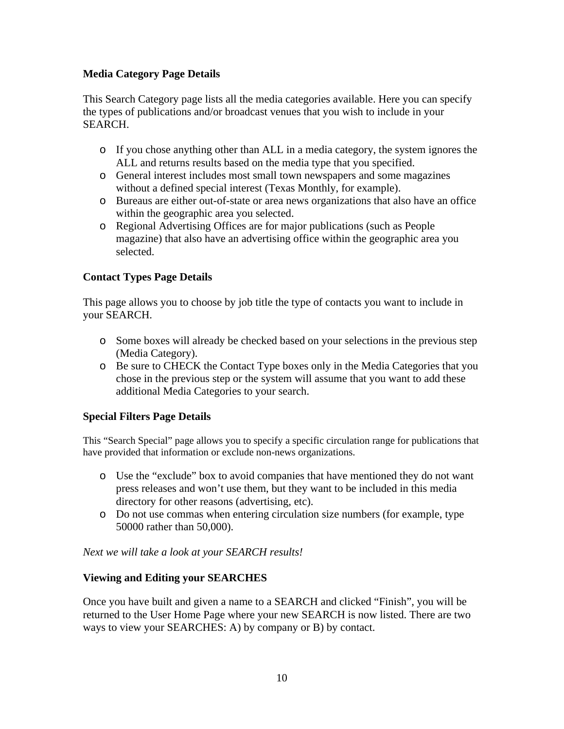**Media Category Page Details**

This Search Category page lists all the media categories available. Here you can specify the types of publications and/or broadcast venues that you wish to include in your SEARCH.

- If you chose anything other than ALL in a media category, the system ignores the ALL and returns results based on the media type that you specified.
- General interest includes most small town newspapers and some magazines without a defined special interest (Texas Monthly, for example).
- Bureaus are either out-of-state or area news organizations that also have an office within the geographic area you selected.
- Regional Advertising Offices are for major publications (such as People magazine) that also have an advertising office within the geographic area you selected.

**Contact Types Page Details**

This page allows you to choose by job title the type of contacts you want to include in your SEARCH.

- Some boxes will already be checked based on your selections in the previous step (Media Category).
- Be sure to CHECK the Contact Type boxes only in the Media Categories that you chose in the previous step or the system will assume that you want to add these additional Media Categories to your search.

**Special Filters Page Details**

This "Search Special" page allows you to specify a specific circulation range for publications that have provided that information or exclude non-news organizations.

- Use the "exclude" box to avoid companies that have mentioned they do not want press releases and won't use them, but they want to be included in this media directory for other reasons (advertising, etc).
- Do not use commas when entering circulation size numbers (for example, type 50000 rather than 50,000).

*Next we will take a look at your SEARCH results!*

**Viewing and Editing your SEARCHES**

Once you have built and given a name to a SEARCH and clicked "Finish", you will be returned to the User Home Page where your new SEARCH is now listed. There are two ways to view your SEARCHES: A) by company or B) by contact.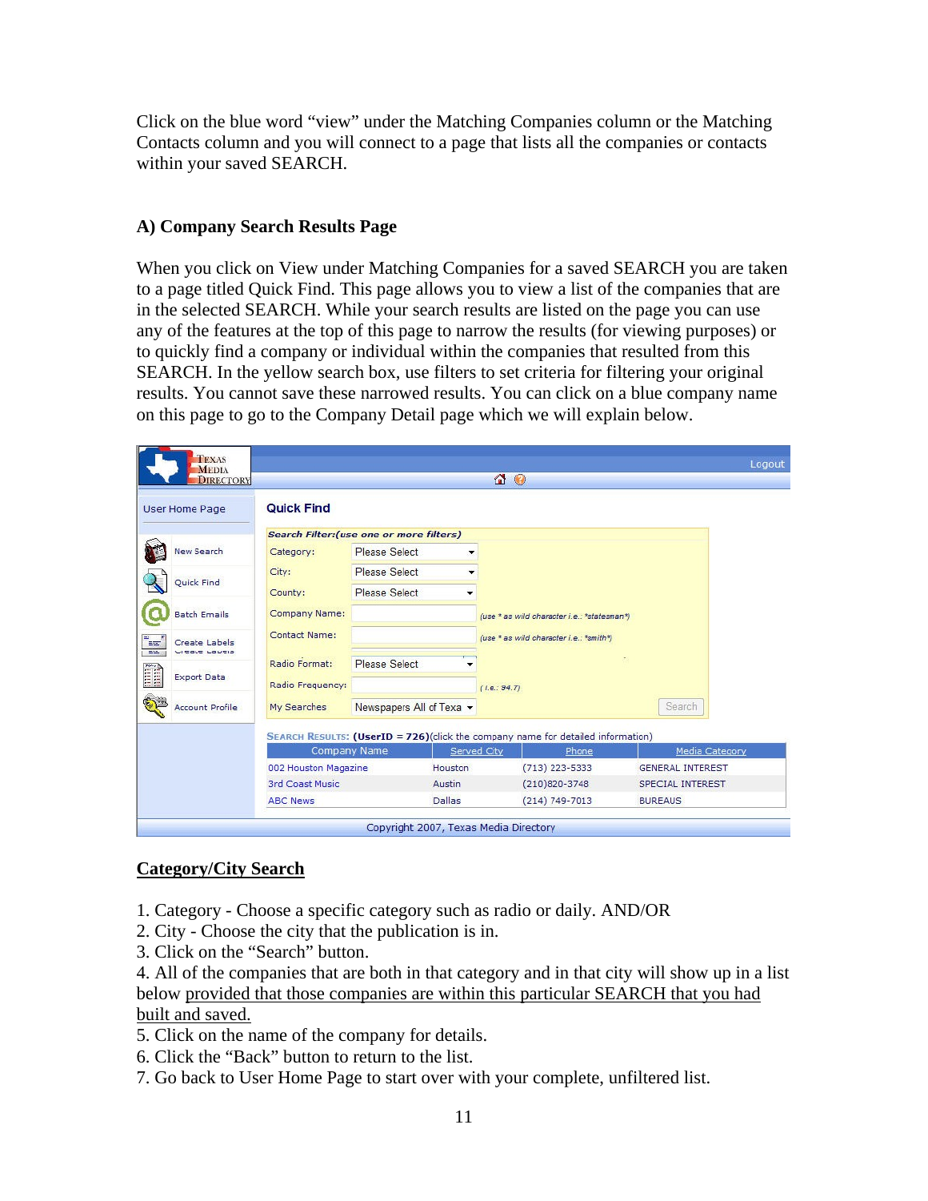Click on the blue word "view" under the Matching Companies column or the Matching Contacts column and you will connect to a page that lists all the companies or contacts within your saved SEARCH.

## A) Company Search Results Page

When you click on View under Matching Companies for a saved SEARCH you are taken to a page titled Quick Find. This page allows you to view a list of the companies that are in the selected SEARCH. While your search results are listed on the page you can use any of the features at the top of this page to narrow the results (for viewing purposes) or to quickly find a company or individual within the companies that resulted from this SEARCH. In the yellow search box, use filters to set criteria for filtering your original results. You cannot save these narrowed results. You can click on a blue company name on this page to go to the Company Detail page which we will explain below.

Texas Media Directory — Logout

User Home Page | Quick Find

- New Search
- Quick Find
- Batch Emails
- Create Labels
- Export Data
- Account Profile

*Search Filter:(use one or more filters)*

| | | |
|---|---|---|
| Category: | Please Select | |
| City: | Please Select | |
| County: | Please Select | |
| Company Name: | | (use * as wild character i.e.: *statesman*) |
| Contact Name: | | (use * as wild character i.e.: *smith*) |
| Radio Format: | Please Select | |
| Radio Frequency: | | (i.e.: 94.7) |
| My Searches | Newspapers All of Texa | Search |

SEARCH RESULTS: **(UserID = 726)**(click the company name for detailed information)

| Company Name | Served City | Phone | Media Category |
|---|---|---|---|
| 002 Houston Magazine | Houston | (713) 223-5333 | GENERAL INTEREST |
| 3rd Coast Music | Austin | (210)820-3748 | SPECIAL INTEREST |
| ABC News | Dallas | (214) 749-7013 | BUREAUS |

Copyright 2007, Texas Media Directory

### <u>Category/City Search</u>

1. Category - Choose a specific category such as radio or daily. AND/OR
2. City - Choose the city that the publication is in.
3. Click on the "Search" button.
4. All of the companies that are both in that category and in that city will show up in a list below <u>provided that those companies are within this particular SEARCH that you had built and saved.</u>
5. Click on the name of the company for details.
6. Click the "Back" button to return to the list.
7. Go back to User Home Page to start over with your complete, unfiltered list.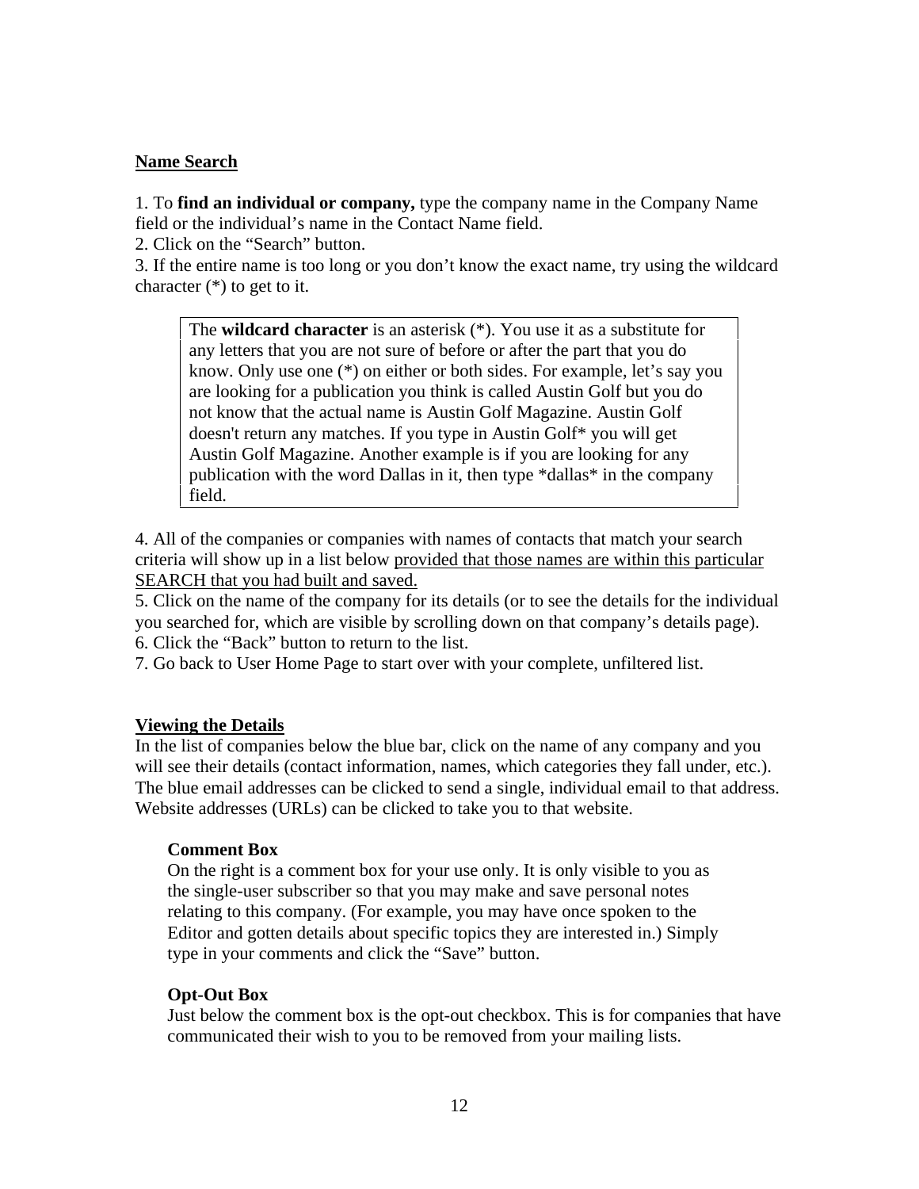**<u>Name Search</u>**

1. To **find an individual or company,** type the company name in the Company Name field or the individual's name in the Contact Name field.
2. Click on the "Search" button.
3. If the entire name is too long or you don't know the exact name, try using the wildcard character (*) to get to it.

> The **wildcard character** is an asterisk (*). You use it as a substitute for any letters that you are not sure of before or after the part that you do know. Only use one (*) on either or both sides. For example, let's say you are looking for a publication you think is called Austin Golf but you do not know that the actual name is Austin Golf Magazine. Austin Golf doesn't return any matches. If you type in Austin Golf* you will get Austin Golf Magazine. Another example is if you are looking for any publication with the word Dallas in it, then type *dallas* in the company field.

4. All of the companies or companies with names of contacts that match your search criteria will show up in a list below <u>provided that those names are within this particular SEARCH that you had built and saved.</u>
5. Click on the name of the company for its details (or to see the details for the individual you searched for, which are visible by scrolling down on that company's details page).
6. Click the "Back" button to return to the list.
7. Go back to User Home Page to start over with your complete, unfiltered list.

**<u>Viewing the Details</u>**

In the list of companies below the blue bar, click on the name of any company and you will see their details (contact information, names, which categories they fall under, etc.). The blue email addresses can be clicked to send a single, individual email to that address. Website addresses (URLs) can be clicked to take you to that website.

**Comment Box**

On the right is a comment box for your use only. It is only visible to you as the single-user subscriber so that you may make and save personal notes relating to this company. (For example, you may have once spoken to the Editor and gotten details about specific topics they are interested in.) Simply type in your comments and click the "Save" button.

**Opt-Out Box**

Just below the comment box is the opt-out checkbox. This is for companies that have communicated their wish to you to be removed from your mailing lists.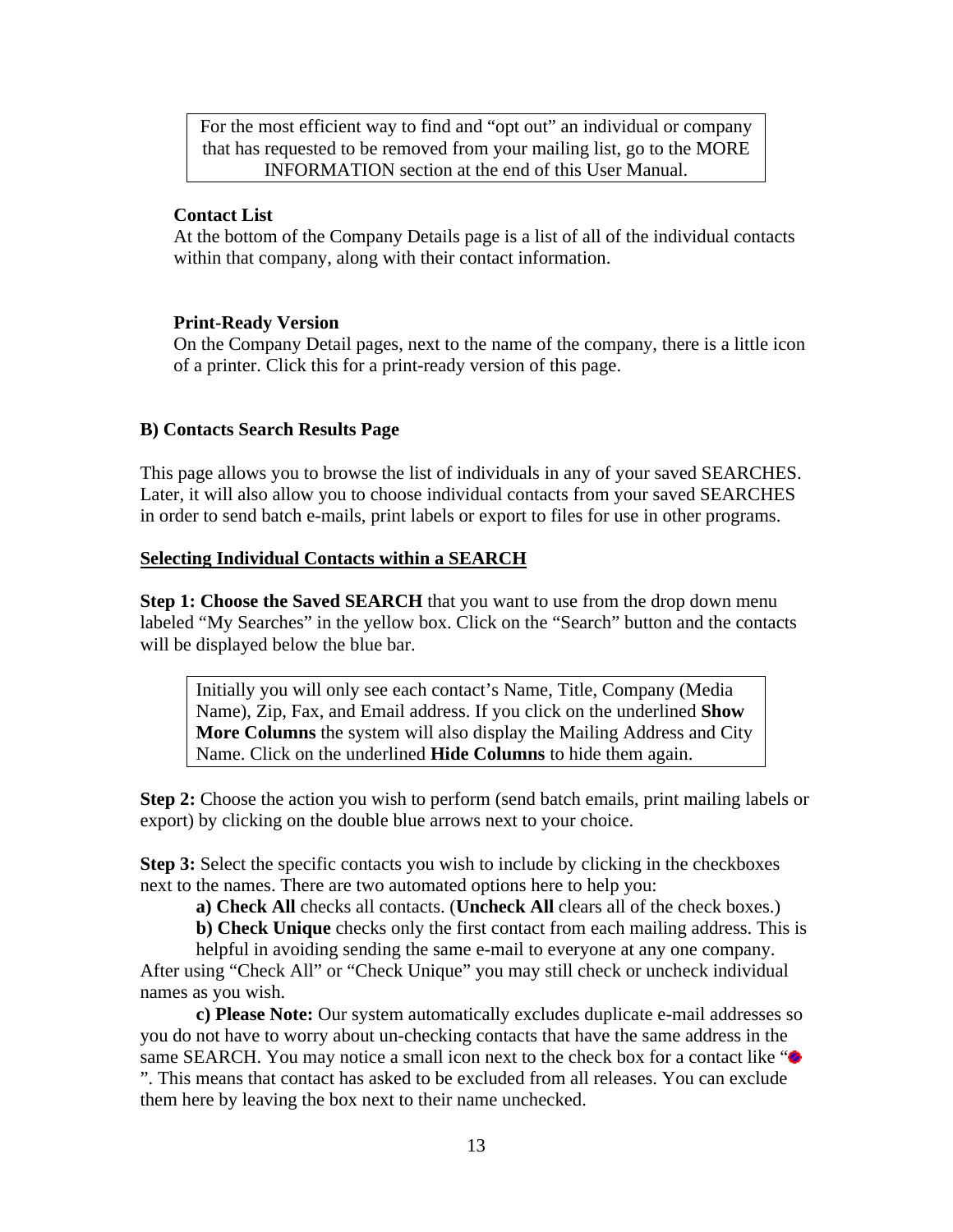> For the most efficient way to find and “opt out” an individual or company that has requested to be removed from your mailing list, go to the MORE INFORMATION section at the end of this User Manual.

**Contact List**
At the bottom of the Company Details page is a list of all of the individual contacts within that company, along with their contact information.

**Print-Ready Version**
On the Company Detail pages, next to the name of the company, there is a little icon of a printer. Click this for a print-ready version of this page.

### B) Contacts Search Results Page

This page allows you to browse the list of individuals in any of your saved SEARCHES. Later, it will also allow you to choose individual contacts from your saved SEARCHES in order to send batch e-mails, print labels or export to files for use in other programs.

**Selecting Individual Contacts within a SEARCH**

**Step 1: Choose the Saved SEARCH** that you want to use from the drop down menu labeled “My Searches” in the yellow box. Click on the “Search” button and the contacts will be displayed below the blue bar.

> Initially you will only see each contact’s Name, Title, Company (Media Name), Zip, Fax, and Email address. If you click on the underlined **Show More Columns** the system will also display the Mailing Address and City Name. Click on the underlined **Hide Columns** to hide them again.

**Step 2:** Choose the action you wish to perform (send batch emails, print mailing labels or export) by clicking on the double blue arrows next to your choice.

**Step 3:** Select the specific contacts you wish to include by clicking in the checkboxes next to the names. There are two automated options here to help you:

**a) Check All** checks all contacts. (**Uncheck All** clears all of the check boxes.)

**b) Check Unique** checks only the first contact from each mailing address. This is helpful in avoiding sending the same e-mail to everyone at any one company.

After using “Check All” or “Check Unique” you may still check or uncheck individual names as you wish.

**c) Please Note:** Our system automatically excludes duplicate e-mail addresses so you do not have to worry about un-checking contacts that have the same address in the same SEARCH. You may notice a small icon next to the check box for a contact like “ ”. This means that contact has asked to be excluded from all releases. You can exclude them here by leaving the box next to their name unchecked.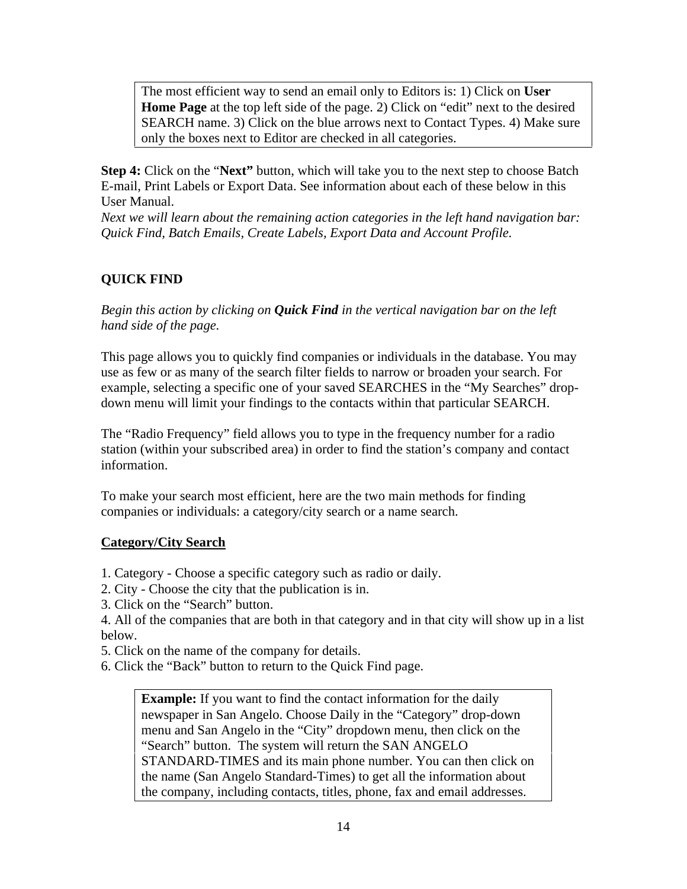> The most efficient way to send an email only to Editors is: 1) Click on **User Home Page** at the top left side of the page. 2) Click on “edit” next to the desired SEARCH name. 3) Click on the blue arrows next to Contact Types. 4) Make sure only the boxes next to Editor are checked in all categories.

**Step 4:** Click on the “**Next”** button, which will take you to the next step to choose Batch E-mail, Print Labels or Export Data. See information about each of these below in this User Manual.
*Next we will learn about the remaining action categories in the left hand navigation bar: Quick Find, Batch Emails, Create Labels, Export Data and Account Profile.*

## QUICK FIND

*Begin this action by clicking on **Quick Find** in the vertical navigation bar on the left hand side of the page.*

This page allows you to quickly find companies or individuals in the database. You may use as few or as many of the search filter fields to narrow or broaden your search. For example, selecting a specific one of your saved SEARCHES in the “My Searches” drop-down menu will limit your findings to the contacts within that particular SEARCH.

The “Radio Frequency” field allows you to type in the frequency number for a radio station (within your subscribed area) in order to find the station’s company and contact information.

To make your search most efficient, here are the two main methods for finding companies or individuals: a category/city search or a name search.

### Category/City Search

1. Category - Choose a specific category such as radio or daily.
2. City - Choose the city that the publication is in.
3. Click on the “Search” button.
4. All of the companies that are both in that category and in that city will show up in a list below.
5. Click on the name of the company for details.
6. Click the “Back” button to return to the Quick Find page.

> **Example:** If you want to find the contact information for the daily newspaper in San Angelo. Choose Daily in the “Category” drop-down menu and San Angelo in the “City” dropdown menu, then click on the “Search” button. The system will return the SAN ANGELO STANDARD-TIMES and its main phone number. You can then click on the name (San Angelo Standard-Times) to get all the information about the company, including contacts, titles, phone, fax and email addresses.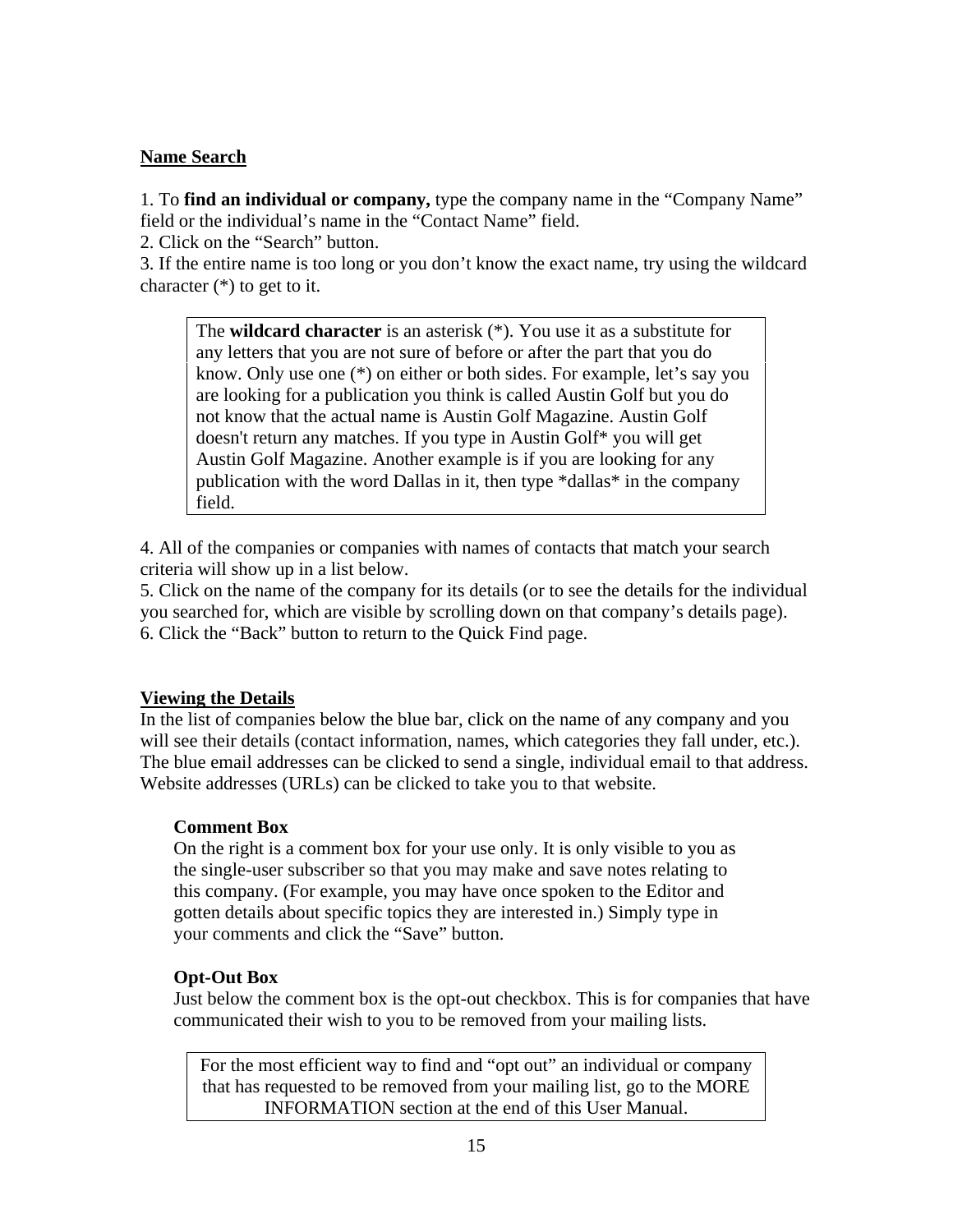## Name Search

1. To **find an individual or company,** type the company name in the “Company Name” field or the individual’s name in the “Contact Name” field.
2. Click on the “Search” button.
3. If the entire name is too long or you don’t know the exact name, try using the wildcard character (*) to get to it.

> The **wildcard character** is an asterisk (*). You use it as a substitute for any letters that you are not sure of before or after the part that you do know. Only use one (*) on either or both sides. For example, let’s say you are looking for a publication you think is called Austin Golf but you do not know that the actual name is Austin Golf Magazine. Austin Golf doesn't return any matches. If you type in Austin Golf* you will get Austin Golf Magazine. Another example is if you are looking for any publication with the word Dallas in it, then type *dallas* in the company field.

4. All of the companies or companies with names of contacts that match your search criteria will show up in a list below.
5. Click on the name of the company for its details (or to see the details for the individual you searched for, which are visible by scrolling down on that company’s details page).
6. Click the “Back” button to return to the Quick Find page.

## Viewing the Details

In the list of companies below the blue bar, click on the name of any company and you will see their details (contact information, names, which categories they fall under, etc.). The blue email addresses can be clicked to send a single, individual email to that address. Website addresses (URLs) can be clicked to take you to that website.

### Comment Box

On the right is a comment box for your use only. It is only visible to you as the single-user subscriber so that you may make and save notes relating to this company. (For example, you may have once spoken to the Editor and gotten details about specific topics they are interested in.) Simply type in your comments and click the “Save” button.

### Opt-Out Box

Just below the comment box is the opt-out checkbox. This is for companies that have communicated their wish to you to be removed from your mailing lists.

> For the most efficient way to find and “opt out” an individual or company that has requested to be removed from your mailing list, go to the MORE INFORMATION section at the end of this User Manual.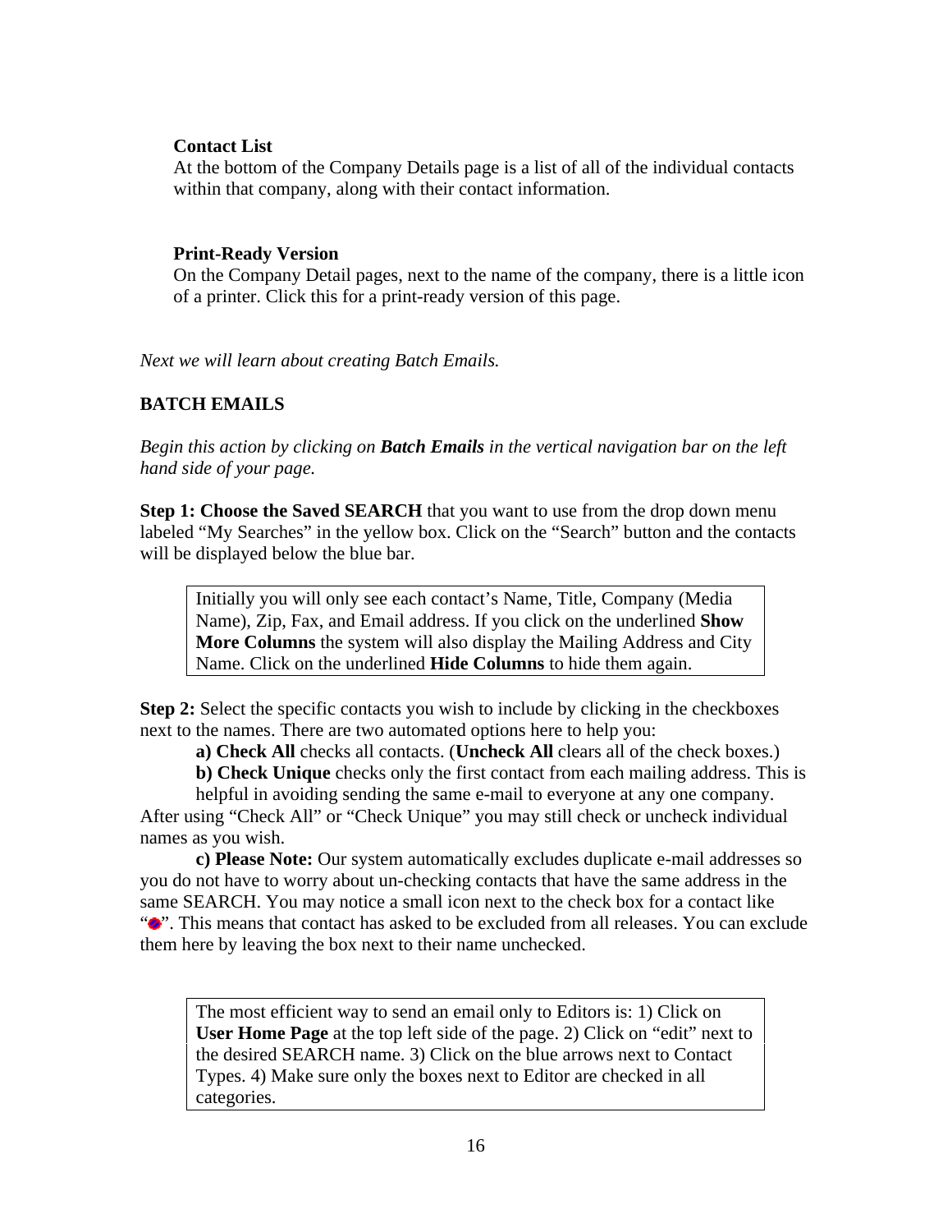**Contact List**

At the bottom of the Company Details page is a list of all of the individual contacts within that company, along with their contact information.

**Print-Ready Version**

On the Company Detail pages, next to the name of the company, there is a little icon of a printer. Click this for a print-ready version of this page.

*Next we will learn about creating Batch Emails.*

## BATCH EMAILS

*Begin this action by clicking on **Batch Emails** in the vertical navigation bar on the left hand side of your page.*

**Step 1: Choose the Saved SEARCH** that you want to use from the drop down menu labeled "My Searches" in the yellow box. Click on the "Search" button and the contacts will be displayed below the blue bar.

> Initially you will only see each contact's Name, Title, Company (Media Name), Zip, Fax, and Email address. If you click on the underlined **Show More Columns** the system will also display the Mailing Address and City Name. Click on the underlined **Hide Columns** to hide them again.

**Step 2:** Select the specific contacts you wish to include by clicking in the checkboxes next to the names. There are two automated options here to help you:

**a) Check All** checks all contacts. (**Uncheck All** clears all of the check boxes.)

**b) Check Unique** checks only the first contact from each mailing address. This is helpful in avoiding sending the same e-mail to everyone at any one company.

After using "Check All" or "Check Unique" you may still check or uncheck individual names as you wish.

**c) Please Note:** Our system automatically excludes duplicate e-mail addresses so you do not have to worry about un-checking contacts that have the same address in the same SEARCH. You may notice a small icon next to the check box for a contact like "⊘". This means that contact has asked to be excluded from all releases. You can exclude them here by leaving the box next to their name unchecked.

> The most efficient way to send an email only to Editors is: 1) Click on **User Home Page** at the top left side of the page. 2) Click on "edit" next to the desired SEARCH name. 3) Click on the blue arrows next to Contact Types. 4) Make sure only the boxes next to Editor are checked in all categories.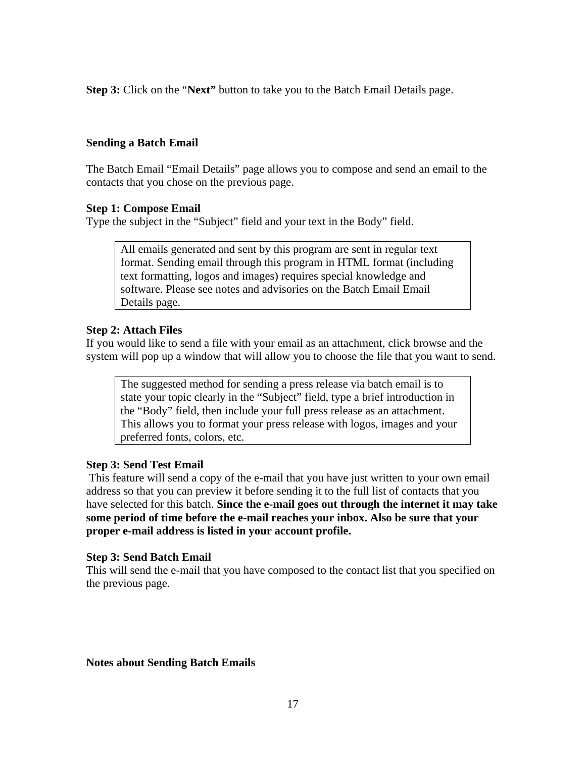**Step 3:** Click on the “**Next”** button to take you to the Batch Email Details page.

**Sending a Batch Email**

The Batch Email “Email Details” page allows you to compose and send an email to the contacts that you chose on the previous page.

**Step 1: Compose Email**
Type the subject in the “Subject” field and your text in the Body” field.

> All emails generated and sent by this program are sent in regular text format. Sending email through this program in HTML format (including text formatting, logos and images) requires special knowledge and software. Please see notes and advisories on the Batch Email Email Details page.

**Step 2: Attach Files**
If you would like to send a file with your email as an attachment, click browse and the system will pop up a window that will allow you to choose the file that you want to send.

> The suggested method for sending a press release via batch email is to state your topic clearly in the “Subject” field, type a brief introduction in the “Body” field, then include your full press release as an attachment. This allows you to format your press release with logos, images and your preferred fonts, colors, etc.

**Step 3: Send Test Email**
This feature will send a copy of the e-mail that you have just written to your own email address so that you can preview it before sending it to the full list of contacts that you have selected for this batch. **Since the e-mail goes out through the internet it may take some period of time before the e-mail reaches your inbox. Also be sure that your proper e-mail address is listed in your account profile.**

**Step 3: Send Batch Email**
This will send the e-mail that you have composed to the contact list that you specified on the previous page.

**Notes about Sending Batch Emails**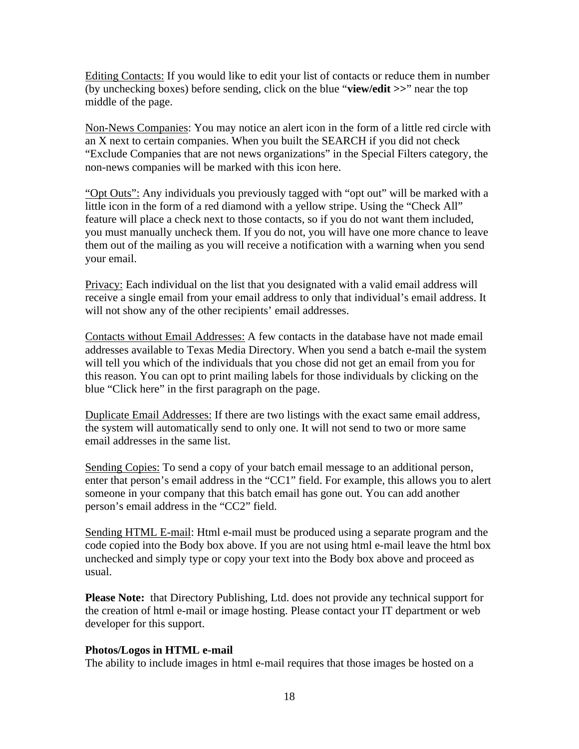Editing Contacts: If you would like to edit your list of contacts or reduce them in number (by unchecking boxes) before sending, click on the blue "**view/edit >>**" near the top middle of the page.

Non-News Companies: You may notice an alert icon in the form of a little red circle with an X next to certain companies. When you built the SEARCH if you did not check "Exclude Companies that are not news organizations" in the Special Filters category, the non-news companies will be marked with this icon here.

"Opt Outs": Any individuals you previously tagged with "opt out" will be marked with a little icon in the form of a red diamond with a yellow stripe. Using the "Check All" feature will place a check next to those contacts, so if you do not want them included, you must manually uncheck them. If you do not, you will have one more chance to leave them out of the mailing as you will receive a notification with a warning when you send your email.

Privacy: Each individual on the list that you designated with a valid email address will receive a single email from your email address to only that individual's email address. It will not show any of the other recipients' email addresses.

Contacts without Email Addresses: A few contacts in the database have not made email addresses available to Texas Media Directory. When you send a batch e-mail the system will tell you which of the individuals that you chose did not get an email from you for this reason. You can opt to print mailing labels for those individuals by clicking on the blue "Click here" in the first paragraph on the page.

Duplicate Email Addresses: If there are two listings with the exact same email address, the system will automatically send to only one. It will not send to two or more same email addresses in the same list.

Sending Copies: To send a copy of your batch email message to an additional person, enter that person's email address in the "CC1" field. For example, this allows you to alert someone in your company that this batch email has gone out. You can add another person's email address in the "CC2" field.

Sending HTML E-mail: Html e-mail must be produced using a separate program and the code copied into the Body box above. If you are not using html e-mail leave the html box unchecked and simply type or copy your text into the Body box above and proceed as usual.

**Please Note:** that Directory Publishing, Ltd. does not provide any technical support for the creation of html e-mail or image hosting. Please contact your IT department or web developer for this support.

**Photos/Logos in HTML e-mail**

The ability to include images in html e-mail requires that those images be hosted on a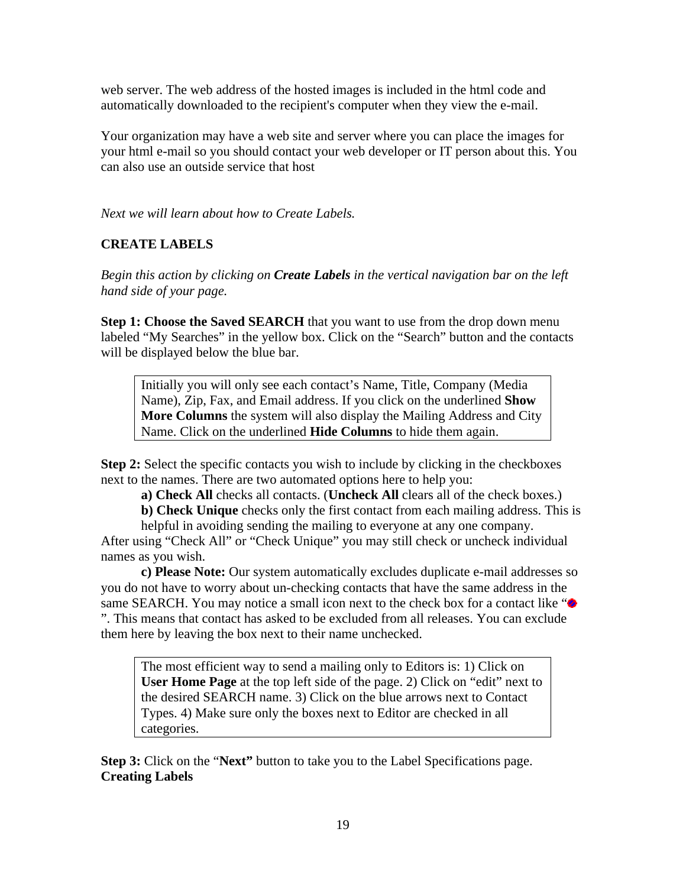web server. The web address of the hosted images is included in the html code and automatically downloaded to the recipient's computer when they view the e-mail.

Your organization may have a web site and server where you can place the images for your html e-mail so you should contact your web developer or IT person about this. You can also use an outside service that host

*Next we will learn about how to Create Labels.*

## CREATE LABELS

*Begin this action by clicking on **Create Labels** in the vertical navigation bar on the left hand side of your page.*

**Step 1: Choose the Saved SEARCH** that you want to use from the drop down menu labeled "My Searches" in the yellow box. Click on the "Search" button and the contacts will be displayed below the blue bar.

> Initially you will only see each contact's Name, Title, Company (Media Name), Zip, Fax, and Email address. If you click on the underlined **Show More Columns** the system will also display the Mailing Address and City Name. Click on the underlined **Hide Columns** to hide them again.

**Step 2:** Select the specific contacts you wish to include by clicking in the checkboxes next to the names. There are two automated options here to help you:

**a) Check All** checks all contacts. (**Uncheck All** clears all of the check boxes.)

**b) Check Unique** checks only the first contact from each mailing address. This is helpful in avoiding sending the mailing to everyone at any one company.

After using "Check All" or "Check Unique" you may still check or uncheck individual names as you wish.

**c) Please Note:** Our system automatically excludes duplicate e-mail addresses so you do not have to worry about un-checking contacts that have the same address in the same SEARCH. You may notice a small icon next to the check box for a contact like "●". This means that contact has asked to be excluded from all releases. You can exclude them here by leaving the box next to their name unchecked.

> The most efficient way to send a mailing only to Editors is: 1) Click on **User Home Page** at the top left side of the page. 2) Click on "edit" next to the desired SEARCH name. 3) Click on the blue arrows next to Contact Types. 4) Make sure only the boxes next to Editor are checked in all categories.

**Step 3:** Click on the "**Next"** button to take you to the Label Specifications page.

**Creating Labels**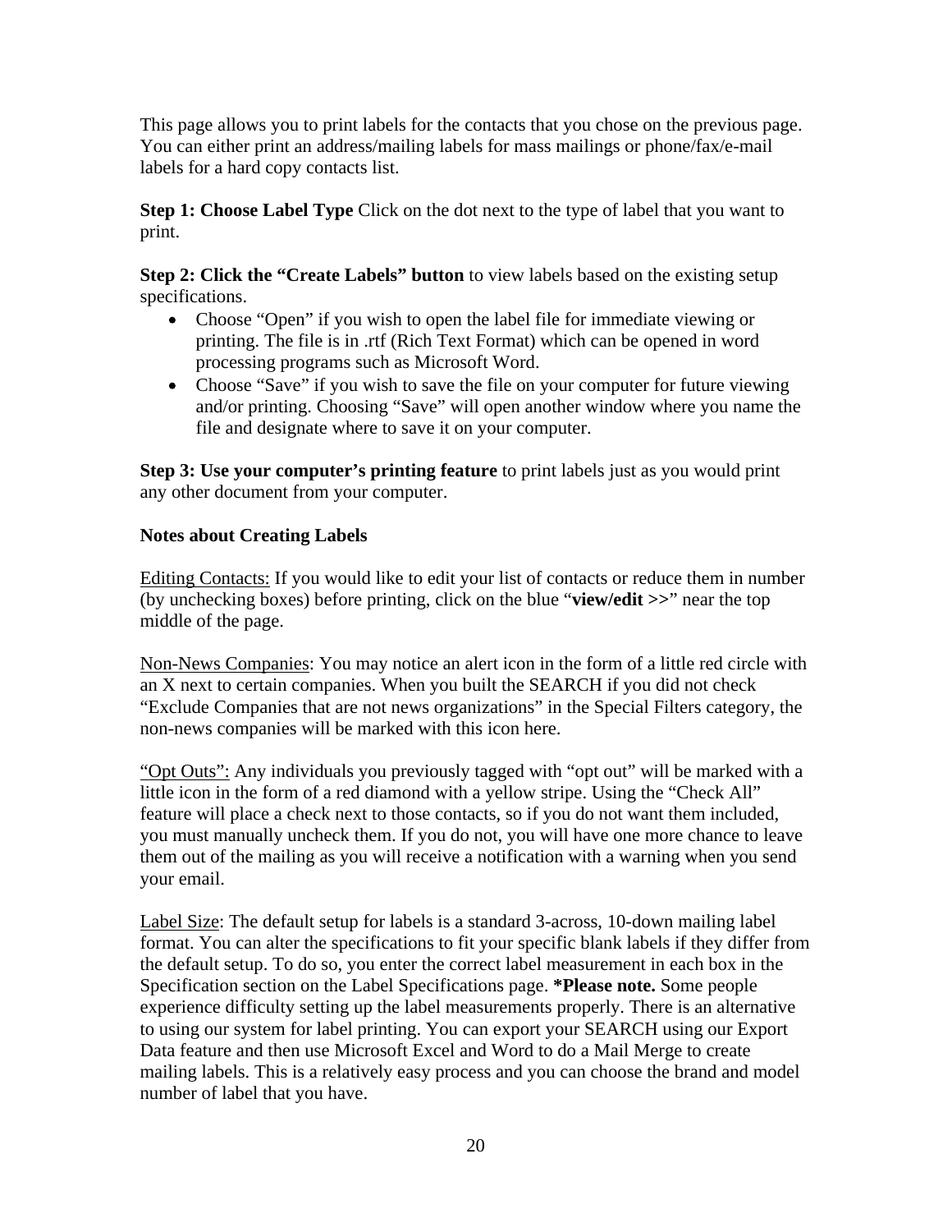This page allows you to print labels for the contacts that you chose on the previous page. You can either print an address/mailing labels for mass mailings or phone/fax/e-mail labels for a hard copy contacts list.

**Step 1: Choose Label Type** Click on the dot next to the type of label that you want to print.

**Step 2: Click the "Create Labels" button** to view labels based on the existing setup specifications.

- Choose "Open" if you wish to open the label file for immediate viewing or printing. The file is in .rtf (Rich Text Format) which can be opened in word processing programs such as Microsoft Word.
- Choose "Save" if you wish to save the file on your computer for future viewing and/or printing. Choosing "Save" will open another window where you name the file and designate where to save it on your computer.

**Step 3: Use your computer's printing feature** to print labels just as you would print any other document from your computer.

**Notes about Creating Labels**

<u>Editing Contacts:</u> If you would like to edit your list of contacts or reduce them in number (by unchecking boxes) before printing, click on the blue "**view/edit >>**" near the top middle of the page.

<u>Non-News Companies</u>: You may notice an alert icon in the form of a little red circle with an X next to certain companies. When you built the SEARCH if you did not check "Exclude Companies that are not news organizations" in the Special Filters category, the non-news companies will be marked with this icon here.

<u>"Opt Outs":</u> Any individuals you previously tagged with "opt out" will be marked with a little icon in the form of a red diamond with a yellow stripe. Using the "Check All" feature will place a check next to those contacts, so if you do not want them included, you must manually uncheck them. If you do not, you will have one more chance to leave them out of the mailing as you will receive a notification with a warning when you send your email.

<u>Label Size</u>: The default setup for labels is a standard 3-across, 10-down mailing label format. You can alter the specifications to fit your specific blank labels if they differ from the default setup. To do so, you enter the correct label measurement in each box in the Specification section on the Label Specifications page. ***Please note.** Some people experience difficulty setting up the label measurements properly. There is an alternative to using our system for label printing. You can export your SEARCH using our Export Data feature and then use Microsoft Excel and Word to do a Mail Merge to create mailing labels. This is a relatively easy process and you can choose the brand and model number of label that you have.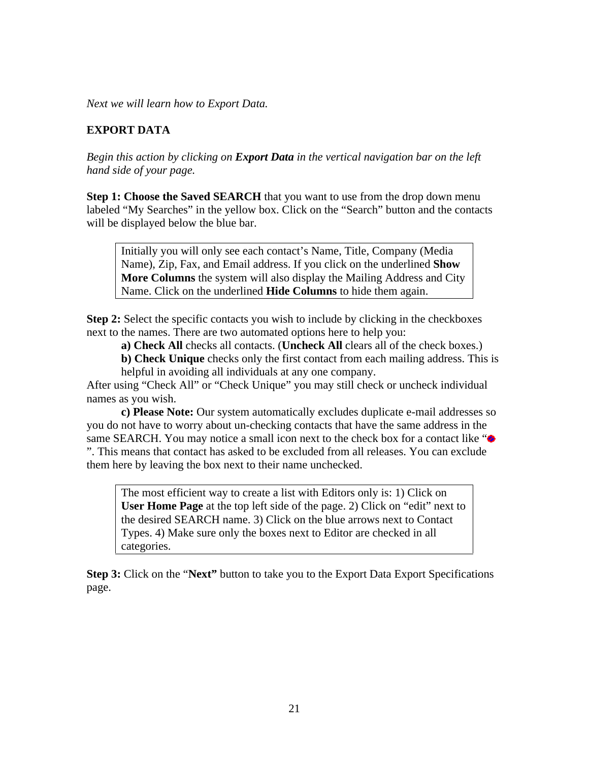*Next we will learn how to Export Data.*

**EXPORT DATA**

*Begin this action by clicking on **Export Data** in the vertical navigation bar on the left hand side of your page.*

**Step 1: Choose the Saved SEARCH** that you want to use from the drop down menu labeled “My Searches” in the yellow box. Click on the “Search” button and the contacts will be displayed below the blue bar.

> Initially you will only see each contact’s Name, Title, Company (Media Name), Zip, Fax, and Email address. If you click on the underlined **Show More Columns** the system will also display the Mailing Address and City Name. Click on the underlined **Hide Columns** to hide them again.

**Step 2:** Select the specific contacts you wish to include by clicking in the checkboxes next to the names. There are two automated options here to help you:

**a) Check All** checks all contacts. (**Uncheck All** clears all of the check boxes.)

**b) Check Unique** checks only the first contact from each mailing address. This is helpful in avoiding all individuals at any one company.

After using “Check All” or “Check Unique” you may still check or uncheck individual names as you wish.

**c) Please Note:** Our system automatically excludes duplicate e-mail addresses so you do not have to worry about un-checking contacts that have the same address in the same SEARCH. You may notice a small icon next to the check box for a contact like “ ”. This means that contact has asked to be excluded from all releases. You can exclude them here by leaving the box next to their name unchecked.

> The most efficient way to create a list with Editors only is: 1) Click on **User Home Page** at the top left side of the page. 2) Click on “edit” next to the desired SEARCH name. 3) Click on the blue arrows next to Contact Types. 4) Make sure only the boxes next to Editor are checked in all categories.

**Step 3:** Click on the “**Next”** button to take you to the Export Data Export Specifications page.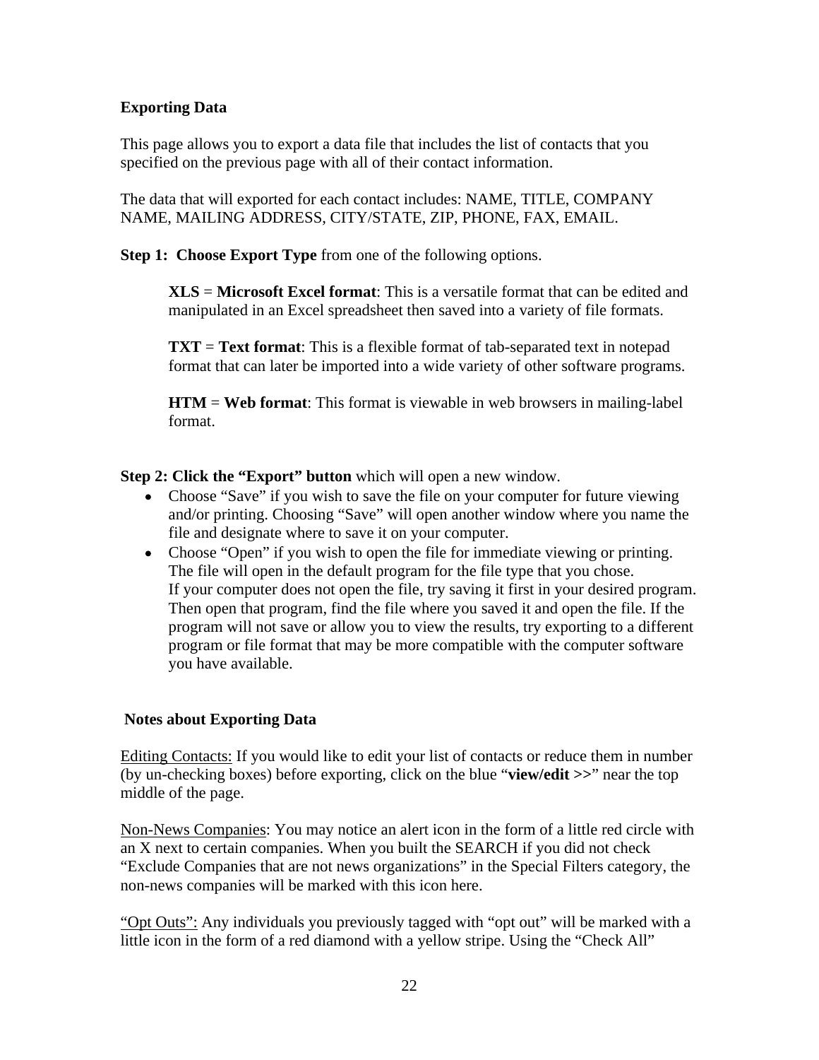## Exporting Data

This page allows you to export a data file that includes the list of contacts that you specified on the previous page with all of their contact information.

The data that will exported for each contact includes: NAME, TITLE, COMPANY NAME, MAILING ADDRESS, CITY/STATE, ZIP, PHONE, FAX, EMAIL.

**Step 1: Choose Export Type** from one of the following options.

> **XLS** = **Microsoft Excel format**: This is a versatile format that can be edited and manipulated in an Excel spreadsheet then saved into a variety of file formats.
>
> **TXT** = **Text format**: This is a flexible format of tab-separated text in notepad format that can later be imported into a wide variety of other software programs.
>
> **HTM** = **Web format**: This format is viewable in web browsers in mailing-label format.

**Step 2: Click the "Export" button** which will open a new window.

- Choose "Save" if you wish to save the file on your computer for future viewing and/or printing. Choosing "Save" will open another window where you name the file and designate where to save it on your computer.
- Choose "Open" if you wish to open the file for immediate viewing or printing. The file will open in the default program for the file type that you chose. If your computer does not open the file, try saving it first in your desired program. Then open that program, find the file where you saved it and open the file. If the program will not save or allow you to view the results, try exporting to a different program or file format that may be more compatible with the computer software you have available.

## Notes about Exporting Data

<u>Editing Contacts:</u> If you would like to edit your list of contacts or reduce them in number (by un-checking boxes) before exporting, click on the blue "**view/edit >>**" near the top middle of the page.

<u>Non-News Companies</u>: You may notice an alert icon in the form of a little red circle with an X next to certain companies. When you built the SEARCH if you did not check "Exclude Companies that are not news organizations" in the Special Filters category, the non-news companies will be marked with this icon here.

<u>"Opt Outs":</u> Any individuals you previously tagged with "opt out" will be marked with a little icon in the form of a red diamond with a yellow stripe. Using the "Check All"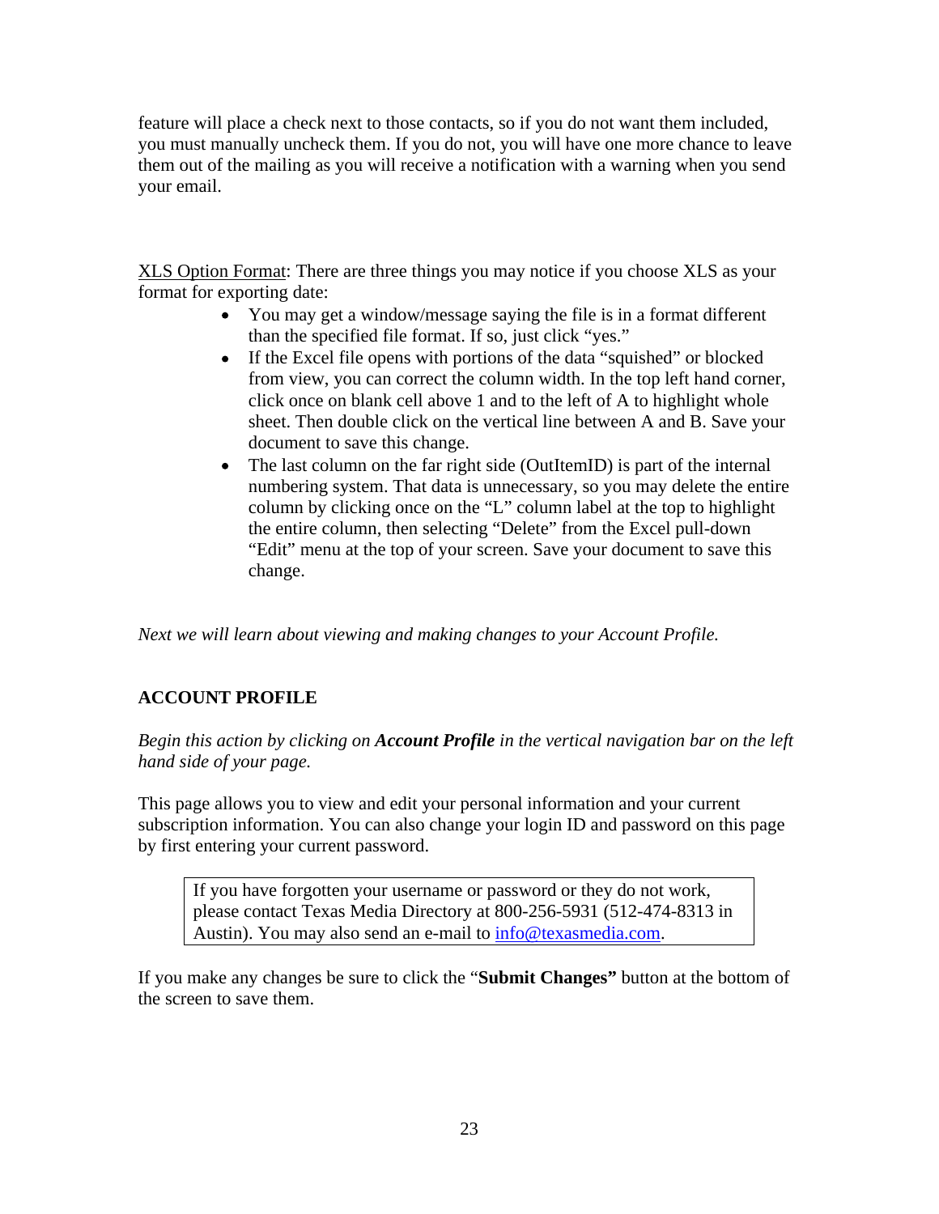feature will place a check next to those contacts, so if you do not want them included, you must manually uncheck them. If you do not, you will have one more chance to leave them out of the mailing as you will receive a notification with a warning when you send your email.

<u>XLS Option Format</u>: There are three things you may notice if you choose XLS as your format for exporting date:

- You may get a window/message saying the file is in a format different than the specified file format. If so, just click "yes."
- If the Excel file opens with portions of the data "squished" or blocked from view, you can correct the column width. In the top left hand corner, click once on blank cell above 1 and to the left of A to highlight whole sheet. Then double click on the vertical line between A and B. Save your document to save this change.
- The last column on the far right side (OutItemID) is part of the internal numbering system. That data is unnecessary, so you may delete the entire column by clicking once on the "L" column label at the top to highlight the entire column, then selecting "Delete" from the Excel pull-down "Edit" menu at the top of your screen. Save your document to save this change.

*Next we will learn about viewing and making changes to your Account Profile.*

**ACCOUNT PROFILE**

*Begin this action by clicking on **Account Profile** in the vertical navigation bar on the left hand side of your page.*

This page allows you to view and edit your personal information and your current subscription information. You can also change your login ID and password on this page by first entering your current password.

| If you have forgotten your username or password or they do not work, please contact Texas Media Directory at 800-256-5931 (512-474-8313 in Austin). You may also send an e-mail to info@texasmedia.com. |
|---|

If you make any changes be sure to click the "**Submit Changes"** button at the bottom of the screen to save them.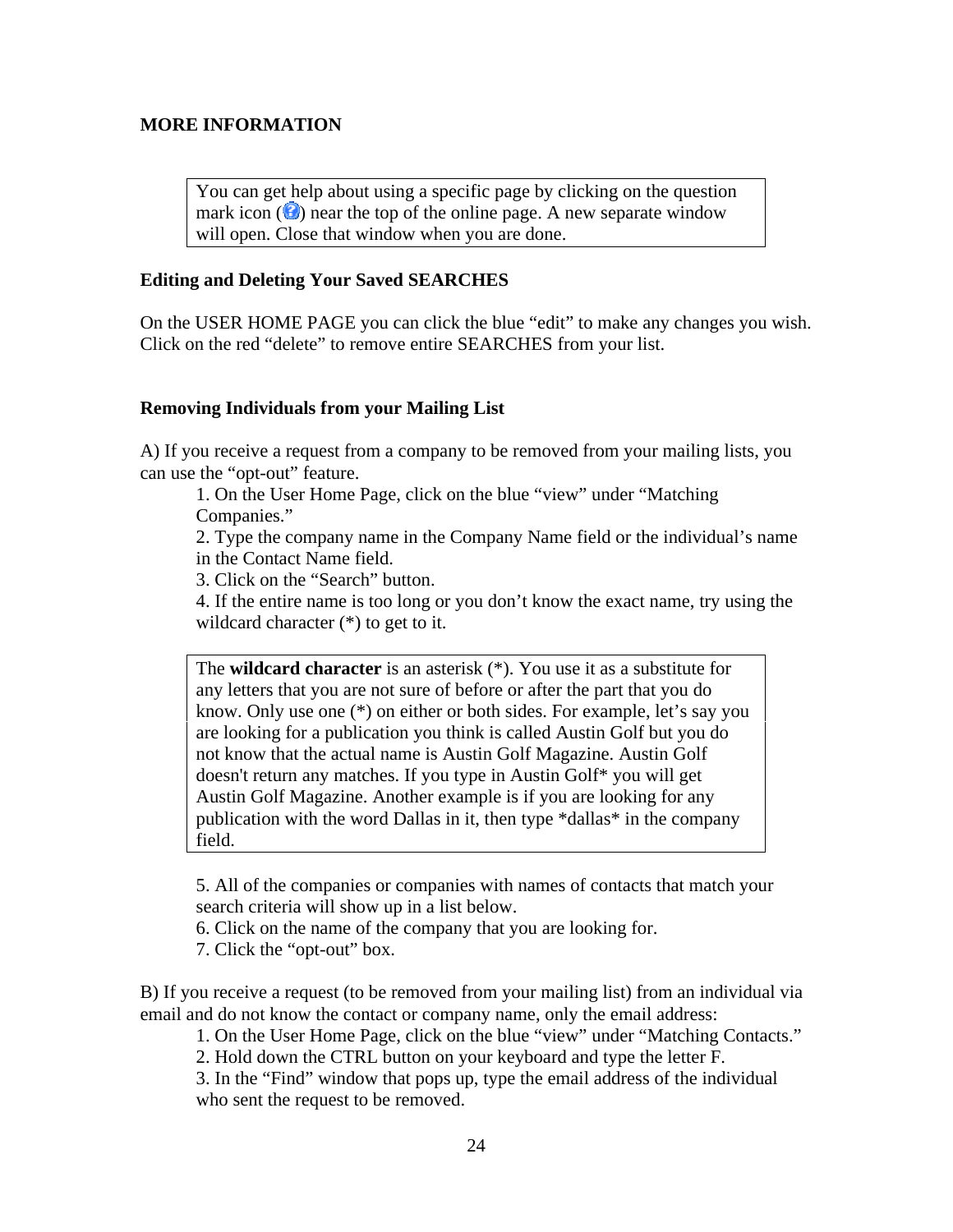## MORE INFORMATION

> You can get help about using a specific page by clicking on the question mark icon (?) near the top of the online page. A new separate window will open. Close that window when you are done.

### Editing and Deleting Your Saved SEARCHES

On the USER HOME PAGE you can click the blue "edit" to make any changes you wish. Click on the red "delete" to remove entire SEARCHES from your list.

### Removing Individuals from your Mailing List

A) If you receive a request from a company to be removed from your mailing lists, you can use the "opt-out" feature.

1. On the User Home Page, click on the blue "view" under "Matching Companies."
2. Type the company name in the Company Name field or the individual's name in the Contact Name field.
3. Click on the "Search" button.
4. If the entire name is too long or you don't know the exact name, try using the wildcard character (*) to get to it.

> The **wildcard character** is an asterisk (*). You use it as a substitute for any letters that you are not sure of before or after the part that you do know. Only use one (*) on either or both sides. For example, let's say you are looking for a publication you think is called Austin Golf but you do not know that the actual name is Austin Golf Magazine. Austin Golf doesn't return any matches. If you type in Austin Golf* you will get Austin Golf Magazine. Another example is if you are looking for any publication with the word Dallas in it, then type *dallas* in the company field.

5. All of the companies or companies with names of contacts that match your search criteria will show up in a list below.
6. Click on the name of the company that you are looking for.
7. Click the "opt-out" box.

B) If you receive a request (to be removed from your mailing list) from an individual via email and do not know the contact or company name, only the email address:

1. On the User Home Page, click on the blue "view" under "Matching Contacts."
2. Hold down the CTRL button on your keyboard and type the letter F.
3. In the "Find" window that pops up, type the email address of the individual who sent the request to be removed.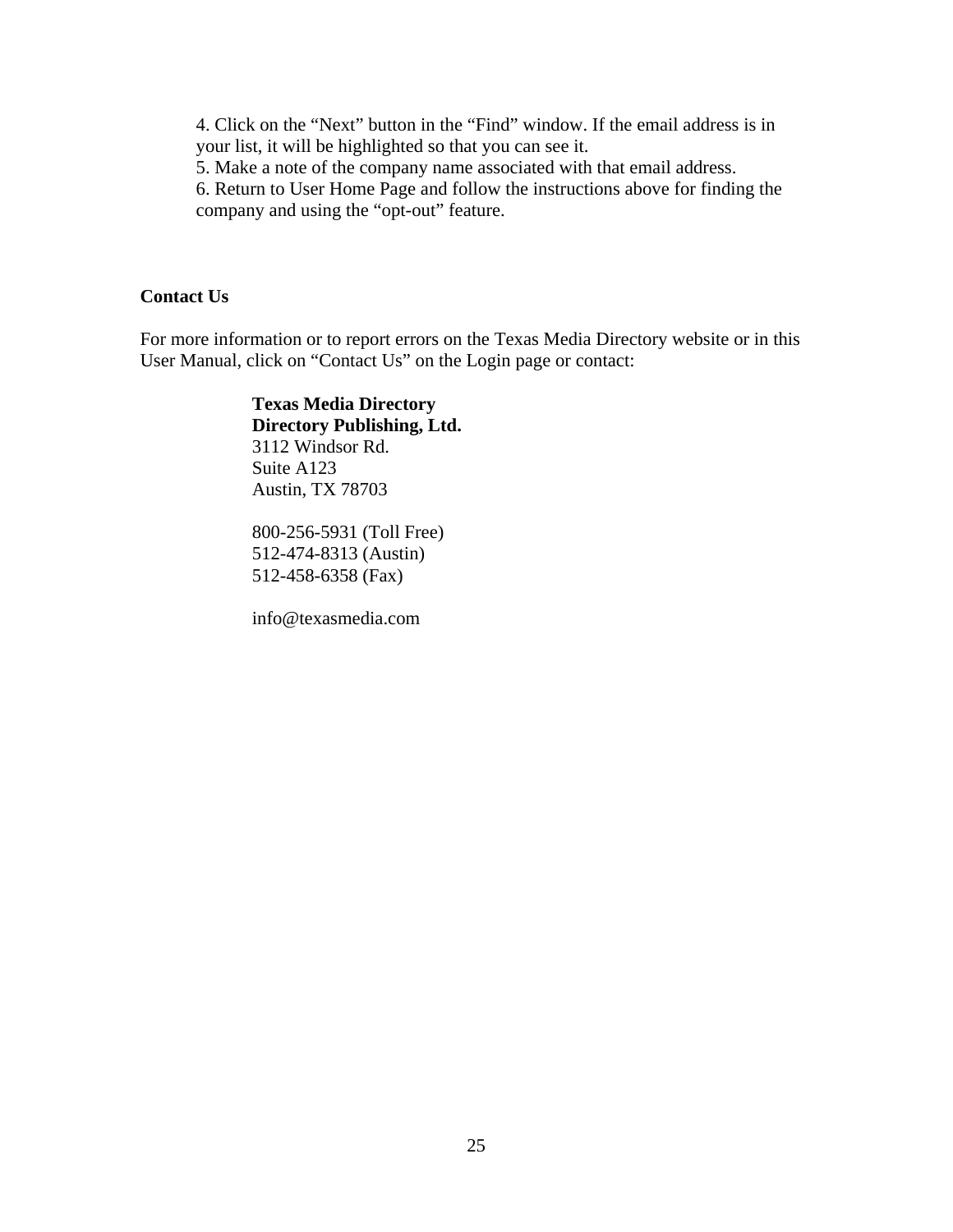4. Click on the "Next" button in the "Find" window. If the email address is in your list, it will be highlighted so that you can see it.
5. Make a note of the company name associated with that email address.
6. Return to User Home Page and follow the instructions above for finding the company and using the "opt-out" feature.

**Contact Us**

For more information or to report errors on the Texas Media Directory website or in this User Manual, click on "Contact Us" on the Login page or contact:

**Texas Media Directory**
**Directory Publishing, Ltd.**
3112 Windsor Rd.
Suite A123
Austin, TX 78703

800-256-5931 (Toll Free)
512-474-8313 (Austin)
512-458-6358 (Fax)

info@texasmedia.com